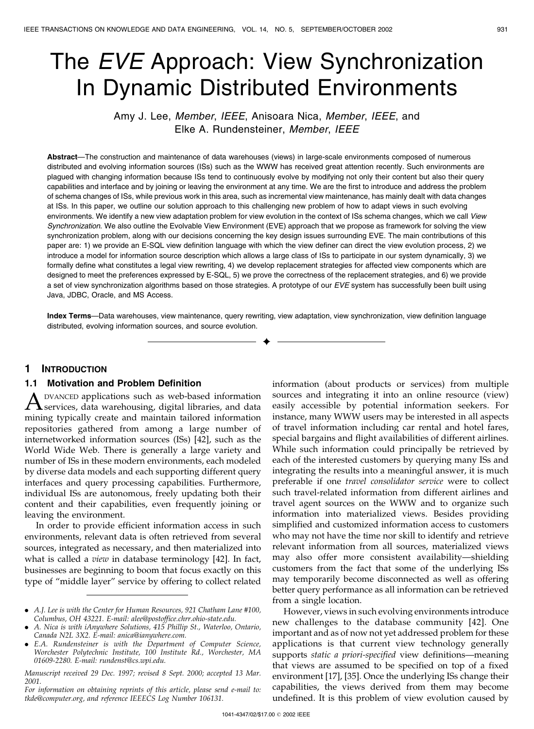# The *EVE* Approach: View Synchronization In Dynamic Distributed Environments

Amy J. Lee, *Member*, *IEEE*, Anisoara Nica, *Member*, *IEEE*, and Elke A. Rundensteiner, *Member*, *IEEE*

**Abstract**—The construction and maintenance of data warehouses (views) in large-scale environments composed of numerous distributed and evolving information sources (ISs) such as the WWW has received great attention recently. Such environments are plagued with changing information because ISs tend to continuously evolve by modifying not only their content but also their query capabilities and interface and by joining or leaving the environment at any time. We are the first to introduce and address the problem of schema changes of ISs, while previous work in this area, such as incremental view maintenance, has mainly dealt with data changes at ISs. In this paper, we outline our solution approach to this challenging new problem of how to adapt views in such evolving environments. We identify a new view adaptation problem for view evolution in the context of ISs schema changes, which we call *View Synchronization*. We also outline the Evolvable View Environment (EVE) approach that we propose as framework for solving the view synchronization problem, along with our decisions concerning the key design issues surrounding EVE. The main contributions of this paper are: 1) we provide an E-SQL view definition language with which the view definer can direct the view evolution process, 2) we introduce a model for information source description which allows a large class of ISs to participate in our system dynamically, 3) we formally define what constitutes a legal view rewriting, 4) we develop replacement strategies for affected view components which are designed to meet the preferences expressed by E-SQL, 5) we prove the correctness of the replacement strategies, and 6) we provide a set of view synchronization algorithms based on those strategies. A prototype of our *EVE* system has successfully been built using Java, JDBC, Oracle, and MS Access.

**Index Terms**—Data warehouses, view maintenance, query rewriting, view adaptation, view synchronization, view definition language distributed, evolving information sources, and source evolution.

## 1 Introduction

### 1.1 Motivation and Problem Definition

Advanced applications such as web-based information services, data warehousing, digital libraries, and data mining typically create and maintain tailored information repositories gathered from among a large number of internetworked information sources (ISs) [42], such as the World Wide Web. There is generally a large variety and number of ISs in these modern environments, each modeled by diverse data models and each supporting different query interfaces and query processing capabilities. Furthermore, individual ISs are autonomous, freely updating both their content and their capabilities, even frequently joining or leaving the environment.

In order to provide efficient information access in such environments, relevant data is often retrieved from several sources, integrated as necessary, and then materialized into what is called a *view* in database terminology [42]. In fact, businesses are beginning to boom that focus exactly on this type of "middle layer" service by offering to collect related information (about products or services) from multiple sources and integrating it into an online resource (view) easily accessible by potential information seekers. For instance, many WWW users may be interested in all aspects of travel information including car rental and hotel fares, special bargains and flight availabilities of different airlines. While such information could principally be retrieved by each of the interested customers by querying many ISs and integrating the results into a meaningful answer, it is much preferable if one *travel consolidator service* were to collect such travel-related information from different airlines and travel agent sources on the WWW and to organize such information into materialized views. Besides providing simplified and customized information access to customers who may not have the time nor skill to identify and retrieve relevant information from all sources, materialized views may also offer more consistent availability—shielding customers from the fact that some of the underlying ISs may temporarily become disconnected as well as offering better query performance as all information can be retrieved from a single location.

However, views in such evolving environments introduce new challenges to the database community [42]. One important and as of now not yet addressed problem for these applications is that current view technology generally supports *static a priori-specified* view definitions—meaning that views are assumed to be specified on top of a fixed environment [17], [35]. Once the underlying ISs change their capabilities, the views derived from them may become undefined. It is this problem of view evolution caused by

---

- *A.J. Lee is with the Center for Human Resources, 921 Chatham Lane #100, Columbus, OH 43221. E-mail: alee@postoffice.chrr.ohio-state.edu.*
- *A. Nica is with iAnywhere Solutions, 415 Phillip St., Waterloo, Ontario, Canada N2L 3X2. E-mail: anica@ianywhere.com.*
- *E.A. Rundensteiner is with the Department of Computer Science, Worchester Polytechnic Institute, 100 Institute Rd., Worchester, MA 01609-2280. E-mail: rundenst@cs.wpi.edu.*

*Manuscript received 29 Dec. 1997; revised 8 Sept. 2000; accepted 13 Mar. 2001.*

*For information on obtaining reprints of this article, please send e-mail to: tkde@computer.org, and reference IEEECS Log Number 106131.*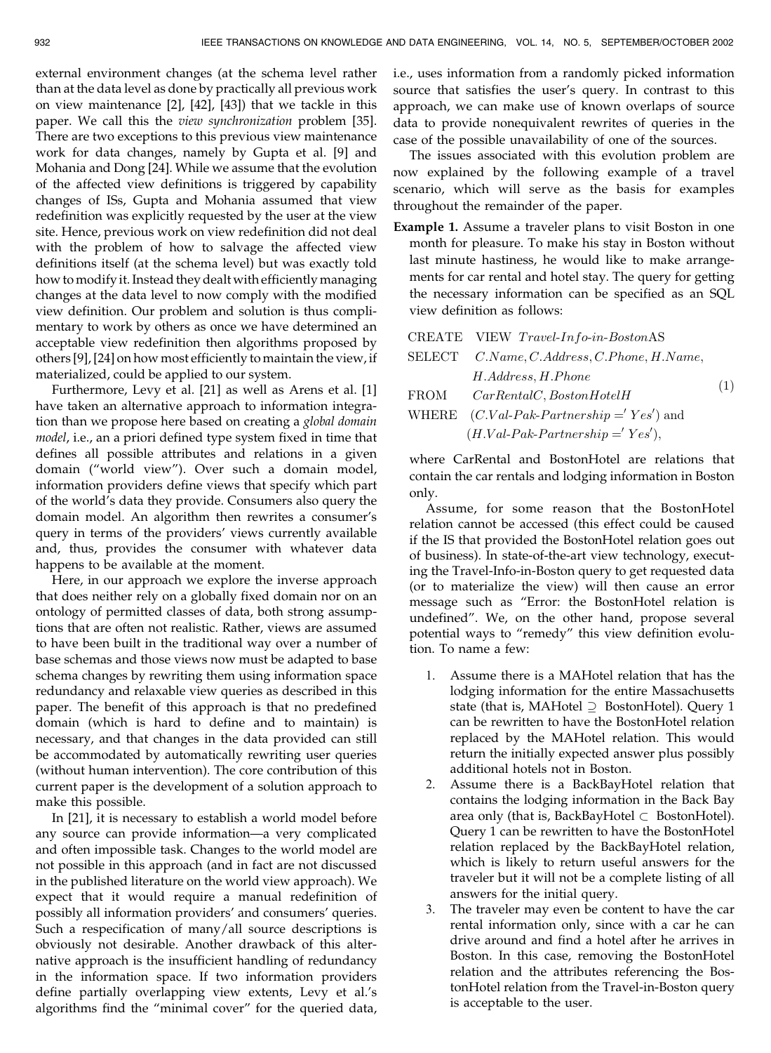external environment changes (at the schema level rather than at the data level as done by practically all previous work on view maintenance [2], [42], [43]) that we tackle in this paper. We call this the *view synchronization* problem [35]. There are two exceptions to this previous view maintenance work for data changes, namely by Gupta et al. [9] and Mohania and Dong [24]. While we assume that the evolution of the affected view definitions is triggered by capability changes of ISs, Gupta and Mohania assumed that view redefinition was explicitly requested by the user at the view site. Hence, previous work on view redefinition did not deal with the problem of how to salvage the affected view definitions itself (at the schema level) but was exactly told how to modify it. Instead they dealt with efficiently managing changes at the data level to now comply with the modified view definition. Our problem and solution is thus complimentary to work by others as once we have determined an acceptable view redefinition then algorithms proposed by others [9], [24] on how most efficiently to maintain the view, if materialized, could be applied to our system.

Furthermore, Levy et al. [21] as well as Arens et al. [1] have taken an alternative approach to information integration than we propose here based on creating a *global domain model*, i.e., an a priori defined type system fixed in time that defines all possible attributes and relations in a given domain ("world view"). Over such a domain model, information providers define views that specify which part of the world's data they provide. Consumers also query the domain model. An algorithm then rewrites a consumer's query in terms of the providers' views currently available and, thus, provides the consumer with whatever data happens to be available at the moment.

Here, in our approach we explore the inverse approach that does neither rely on a globally fixed domain nor on an ontology of permitted classes of data, both strong assumptions that are often not realistic. Rather, views are assumed to have been built in the traditional way over a number of base schemas and those views now must be adapted to base schema changes by rewriting them using information space redundancy and relaxable view queries as described in this paper. The benefit of this approach is that no predefined domain (which is hard to define and to maintain) is necessary, and that changes in the data provided can still be accommodated by automatically rewriting user queries (without human intervention). The core contribution of this current paper is the development of a solution approach to make this possible.

In [21], it is necessary to establish a world model before any source can provide information—a very complicated and often impossible task. Changes to the world model are not possible in this approach (and in fact are not discussed in the published literature on the world view approach). We expect that it would require a manual redefinition of possibly all information providers' and consumers' queries. Such a respecification of many/all source descriptions is obviously not desirable. Another drawback of this alternative approach is the insufficient handling of redundancy in the information space. If two information providers define partially overlapping view extents, Levy et al.'s algorithms find the "minimal cover" for the queried data, i.e., uses information from a randomly picked information source that satisfies the user's query. In contrast to this approach, we can make use of known overlaps of source data to provide nonequivalent rewrites of queries in the case of the possible unavailability of one of the sources.

The issues associated with this evolution problem are now explained by the following example of a travel scenario, which will serve as the basis for examples throughout the remainder of the paper.

**Example 1.** Assume a traveler plans to visit Boston in one month for pleasure. To make his stay in Boston without last minute hastiness, he would like to make arrangements for car rental and hotel stay. The query for getting the necessary information can be specified as an SQL view definition as follows:

$$\begin{array}{ll} \text{CREATE} & \text{VIEW } \textit{Travel-Info-in-Boston}\text{AS} \\ \text{SELECT} & C.Name, C.Address, C.Phone, H.Name, \\ & H.Address, H.Phone \\ \text{FROM} & CarRental C, BostonHotel H \\ \text{WHERE} & (C.Val\text{-}Pak\text{-}Partnership = 'Yes') \text{ and} \\ & (H.Val\text{-}Pak\text{-}Partnership = 'Yes'), \end{array} \quad (1)$$

where CarRental and BostonHotel are relations that contain the car rentals and lodging information in Boston only.

Assume, for some reason that the BostonHotel relation cannot be accessed (this effect could be caused if the IS that provided the BostonHotel relation goes out of business). In state-of-the-art view technology, executing the Travel-Info-in-Boston query to get requested data (or to materialize the view) will then cause an error message such as "Error: the BostonHotel relation is undefined". We, on the other hand, propose several potential ways to "remedy" this view definition evolution. To name a few:

1. Assume there is a MAHotel relation that has the lodging information for the entire Massachusetts state (that is, MAHotel $\supseteq$ BostonHotel). Query 1 can be rewritten to have the BostonHotel relation replaced by the MAHotel relation. This would return the initially expected answer plus possibly additional hotels not in Boston.
2. Assume there is a BackBayHotel relation that contains the lodging information in the Back Bay area only (that is, BackBayHotel $\subset$ BostonHotel). Query 1 can be rewritten to have the BostonHotel relation replaced by the BackBayHotel relation, which is likely to return useful answers for the traveler but it will not be a complete listing of all answers for the initial query.
3. The traveler may even be content to have the car rental information only, since with a car he can drive around and find a hotel after he arrives in Boston. In this case, removing the BostonHotel relation and the attributes referencing the BostonHotel relation from the Travel-in-Boston query is acceptable to the user.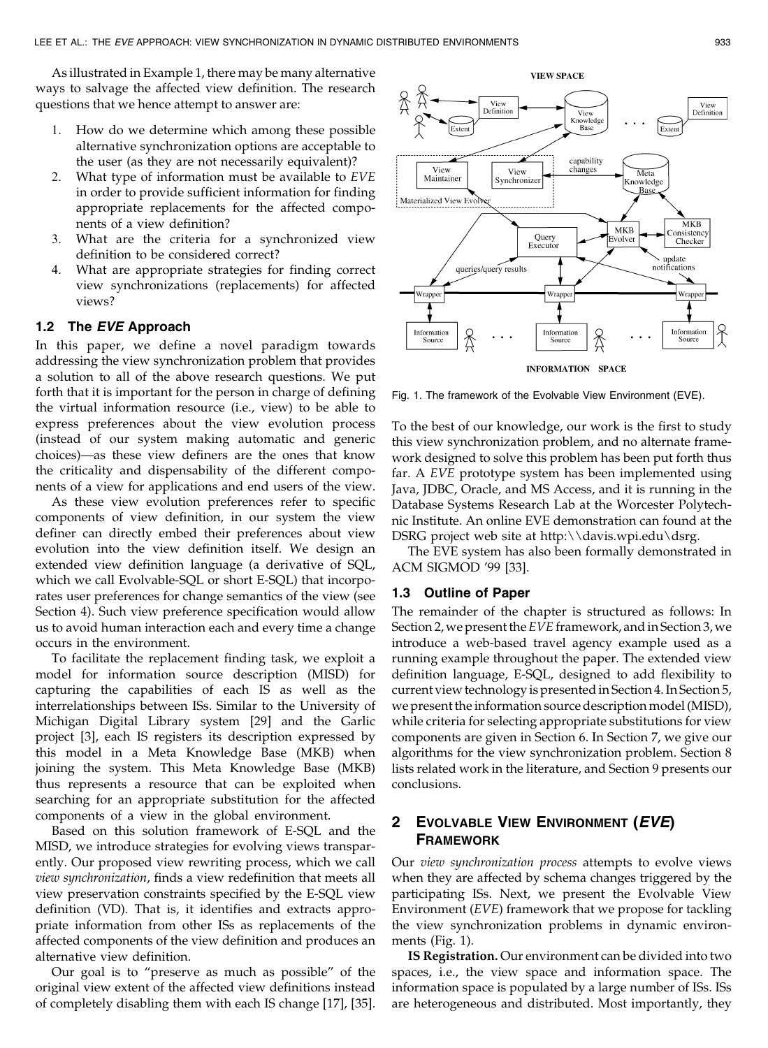As illustrated in Example 1, there may be many alternative ways to salvage the affected view definition. The research questions that we hence attempt to answer are:

1. How do we determine which among these possible alternative synchronization options are acceptable to the user (as they are not necessarily equivalent)?
2. What type of information must be available to *EVE* in order to provide sufficient information for finding appropriate replacements for the affected components of a view definition?
3. What are the criteria for a synchronized view definition to be considered correct?
4. What are appropriate strategies for finding correct view synchronizations (replacements) for affected views?

### 1.2 The *EVE* Approach

In this paper, we define a novel paradigm towards addressing the view synchronization problem that provides a solution to all of the above research questions. We put forth that it is important for the person in charge of defining the virtual information resource (i.e., view) to be able to express preferences about the view evolution process (instead of our system making automatic and generic choices)—as these view definers are the ones that know the criticality and dispensability of the different components of a view for applications and end users of the view.

As these view evolution preferences refer to specific components of view definition, in our system the view definer can directly embed their preferences about view evolution into the view definition itself. We design an extended view definition language (a derivative of SQL, which we call Evolvable-SQL or short E-SQL) that incorporates user preferences for change semantics of the view (see Section 4). Such view preference specification would allow us to avoid human interaction each and every time a change occurs in the environment.

To facilitate the replacement finding task, we exploit a model for information source description (MISD) for capturing the capabilities of each IS as well as the interrelationships between ISs. Similar to the University of Michigan Digital Library system [29] and the Garlic project [3], each IS registers its description expressed by this model in a Meta Knowledge Base (MKB) when joining the system. This Meta Knowledge Base (MKB) thus represents a resource that can be exploited when searching for an appropriate substitution for the affected components of a view in the global environment.

Based on this solution framework of E-SQL and the MISD, we introduce strategies for evolving views transparently. Our proposed view rewriting process, which we call *view synchronization*, finds a view redefinition that meets all view preservation constraints specified by the E-SQL view definition (VD). That is, it identifies and extracts appropriate information from other ISs as replacements of the affected components of the view definition and produces an alternative view definition.

Our goal is to "preserve as much as possible" of the original view extent of the affected view definitions instead of completely disabling them with each IS change [17], [35].

Fig. 1. The framework of the Evolvable View Environment (EVE).

To the best of our knowledge, our work is the first to study this view synchronization problem, and no alternate framework designed to solve this problem has been put forth thus far. A *EVE* prototype system has been implemented using Java, JDBC, Oracle, and MS Access, and it is running in the Database Systems Research Lab at the Worcester Polytechnic Institute. An online EVE demonstration can found at the DSRG project web site at http:\\davis.wpi.edu\dsrg.

The EVE system has also been formally demonstrated in ACM SIGMOD '99 [33].

### 1.3 Outline of Paper

The remainder of the chapter is structured as follows: In Section 2, we present the *EVE* framework, and in Section 3, we introduce a web-based travel agency example used as a running example throughout the paper. The extended view definition language, E-SQL, designed to add flexibility to current view technology is presented in Section 4. In Section 5, we present the information source description model (MISD), while criteria for selecting appropriate substitutions for view components are given in Section 6. In Section 7, we give our algorithms for the view synchronization problem. Section 8 lists related work in the literature, and Section 9 presents our conclusions.

## 2 Evolvable View Environment (*EVE*) Framework

Our *view synchronization process* attempts to evolve views when they are affected by schema changes triggered by the participating ISs. Next, we present the Evolvable View Environment (*EVE*) framework that we propose for tackling the view synchronization problems in dynamic environments (Fig. 1).

**IS Registration.** Our environment can be divided into two spaces, i.e., the view space and information space. The information space is populated by a large number of ISs. ISs are heterogeneous and distributed. Most importantly, they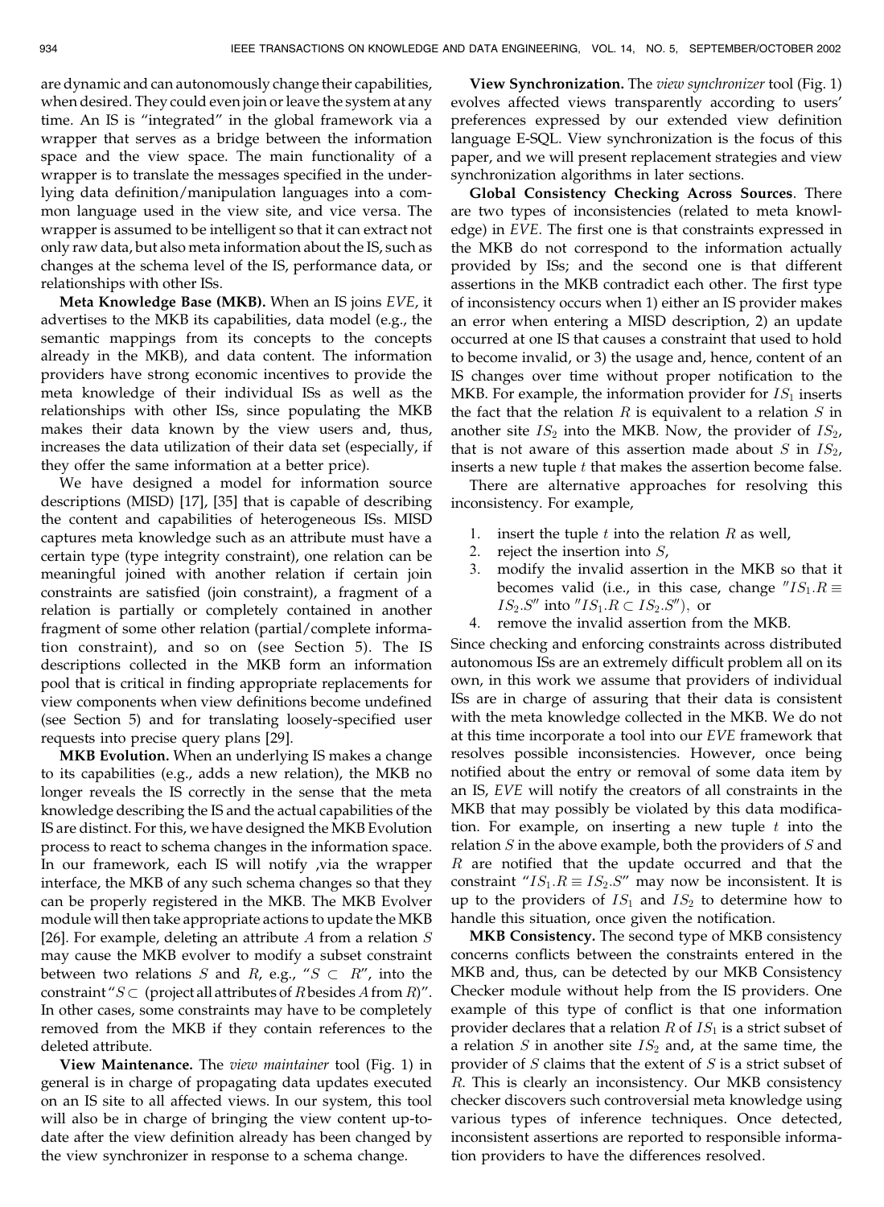are dynamic and can autonomously change their capabilities, when desired. They could even join or leave the system at any time. An IS is "integrated" in the global framework via a wrapper that serves as a bridge between the information space and the view space. The main functionality of a wrapper is to translate the messages specified in the underlying data definition/manipulation languages into a common language used in the view site, and vice versa. The wrapper is assumed to be intelligent so that it can extract not only raw data, but also meta information about the IS, such as changes at the schema level of the IS, performance data, or relationships with other ISs.

**Meta Knowledge Base (MKB).** When an IS joins *EVE*, it advertises to the MKB its capabilities, data model (e.g., the semantic mappings from its concepts to the concepts already in the MKB), and data content. The information providers have strong economic incentives to provide the meta knowledge of their individual ISs as well as the relationships with other ISs, since populating the MKB makes their data known by the view users and, thus, increases the data utilization of their data set (especially, if they offer the same information at a better price).

We have designed a model for information source descriptions (MISD) [17], [35] that is capable of describing the content and capabilities of heterogeneous ISs. MISD captures meta knowledge such as an attribute must have a certain type (type integrity constraint), one relation can be meaningful joined with another relation if certain join constraints are satisfied (join constraint), a fragment of a relation is partially or completely contained in another fragment of some other relation (partial/complete information constraint), and so on (see Section 5). The IS descriptions collected in the MKB form an information pool that is critical in finding appropriate replacements for view components when view definitions become undefined (see Section 5) and for translating loosely-specified user requests into precise query plans [29].

**MKB Evolution.** When an underlying IS makes a change to its capabilities (e.g., adds a new relation), the MKB no longer reveals the IS correctly in the sense that the meta knowledge describing the IS and the actual capabilities of the IS are distinct. For this, we have designed the MKB Evolution process to react to schema changes in the information space. In our framework, each IS will notify ,via the wrapper interface, the MKB of any such schema changes so that they can be properly registered in the MKB. The MKB Evolver module will then take appropriate actions to update the MKB [26]. For example, deleting an attribute $A$ from a relation $S$ may cause the MKB evolver to modify a subset constraint between two relations $S$ and $R$, e.g., "$S \subset R$", into the constraint "$S \subset$ (project all attributes of $R$ besides $A$ from $R$)". In other cases, some constraints may have to be completely removed from the MKB if they contain references to the deleted attribute.

**View Maintenance.** The *view maintainer* tool (Fig. 1) in general is in charge of propagating data updates executed on an IS site to all affected views. In our system, this tool will also be in charge of bringing the view content up-to-date after the view definition already has been changed by the view synchronizer in response to a schema change.

**View Synchronization.** The *view synchronizer* tool (Fig. 1) evolves affected views transparently according to users' preferences expressed by our extended view definition language E-SQL. View synchronization is the focus of this paper, and we will present replacement strategies and view synchronization algorithms in later sections.

**Global Consistency Checking Across Sources**. There are two types of inconsistencies (related to meta knowledge) in *EVE*. The first one is that constraints expressed in the MKB do not correspond to the information actually provided by ISs; and the second one is that different assertions in the MKB contradict each other. The first type of inconsistency occurs when 1) either an IS provider makes an error when entering a MISD description, 2) an update occurred at one IS that causes a constraint that used to hold to become invalid, or 3) the usage and, hence, content of an IS changes over time without proper notification to the MKB. For example, the information provider for $IS_1$ inserts the fact that the relation $R$ is equivalent to a relation $S$ in another site $IS_2$ into the MKB. Now, the provider of $IS_2$, that is not aware of this assertion made about $S$ in $IS_2$, inserts a new tuple $t$ that makes the assertion become false.

There are alternative approaches for resolving this inconsistency. For example,

1. insert the tuple $t$ into the relation $R$ as well,
2. reject the insertion into $S$,
3. modify the invalid assertion in the MKB so that it becomes valid (i.e., in this case, change "$IS_1.R \equiv IS_2.S$" into "$IS_1.R \subset IS_2.S$"), or
4. remove the invalid assertion from the MKB.

Since checking and enforcing constraints across distributed autonomous ISs are an extremely difficult problem all on its own, in this work we assume that providers of individual ISs are in charge of assuring that their data is consistent with the meta knowledge collected in the MKB. We do not at this time incorporate a tool into our *EVE* framework that resolves possible inconsistencies. However, once being notified about the entry or removal of some data item by an IS, *EVE* will notify the creators of all constraints in the MKB that may possibly be violated by this data modification. For example, on inserting a new tuple $t$ into the relation $S$ in the above example, both the providers of $S$ and $R$ are notified that the update occurred and that the constraint "$IS_1.R \equiv IS_2.S$" may now be inconsistent. It is up to the providers of $IS_1$ and $IS_2$ to determine how to handle this situation, once given the notification.

**MKB Consistency.** The second type of MKB consistency concerns conflicts between the constraints entered in the MKB and, thus, can be detected by our MKB Consistency Checker module without help from the IS providers. One example of this type of conflict is that one information provider declares that a relation $R$ of $IS_1$ is a strict subset of a relation $S$ in another site $IS_2$ and, at the same time, the provider of $S$ claims that the extent of $S$ is a strict subset of $R$. This is clearly an inconsistency. Our MKB consistency checker discovers such controversial meta knowledge using various types of inference techniques. Once detected, inconsistent assertions are reported to responsible information providers to have the differences resolved.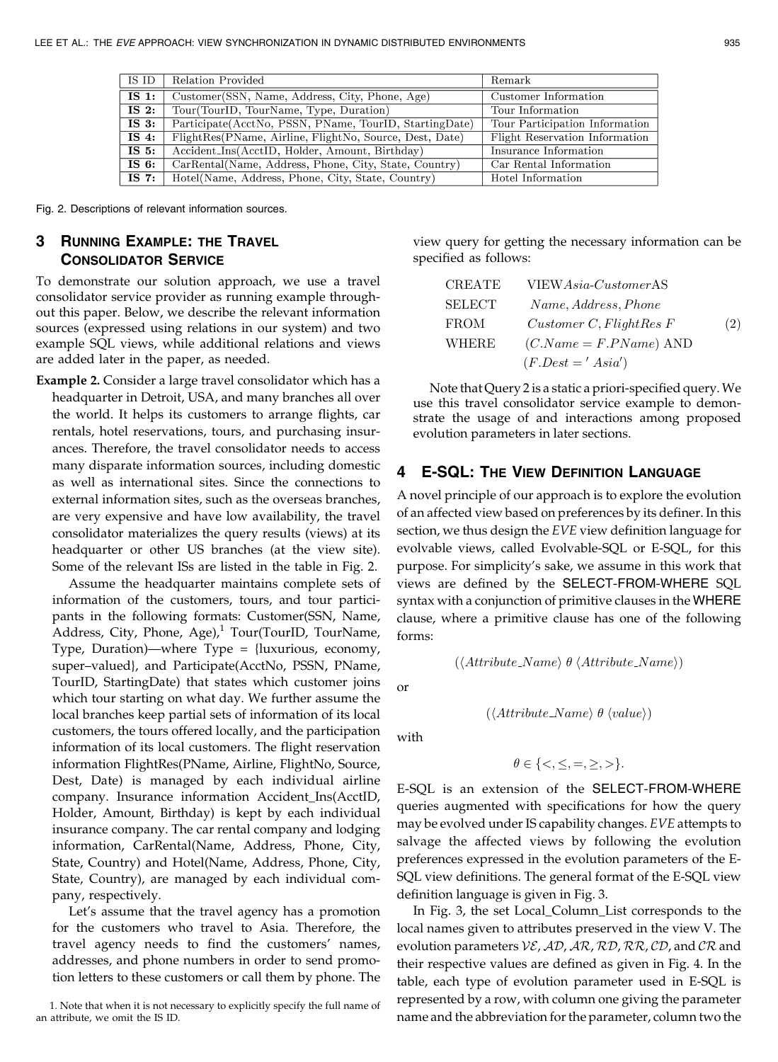| IS ID | Relation Provided | Remark |
|---|---|---|
| **IS 1:** | Customer(SSN, Name, Address, City, Phone, Age) | Customer Information |
| **IS 2:** | Tour(TourID, TourName, Type, Duration) | Tour Information |
| **IS 3:** | Participate(AcctNo, PSSN, PName, TourID, StartingDate) | Tour Participation Information |
| **IS 4:** | FlightRes(PName, Airline, FlightNo, Source, Dest, Date) | Flight Reservation Information |
| **IS 5:** | Accident_Ins(AcctID, Holder, Amount, Birthday) | Insurance Information |
| **IS 6:** | CarRental(Name, Address, Phone, City, State, Country) | Car Rental Information |
| **IS 7:** | Hotel(Name, Address, Phone, City, State, Country) | Hotel Information |

Fig. 2. Descriptions of relevant information sources.

## 3 Running Example: the Travel Consolidator Service

To demonstrate our solution approach, we use a travel consolidator service provider as running example throughout this paper. Below, we describe the relevant information sources (expressed using relations in our system) and two example SQL views, while additional relations and views are added later in the paper, as needed.

**Example 2.** Consider a large travel consolidator which has a headquarter in Detroit, USA, and many branches all over the world. It helps its customers to arrange flights, car rentals, hotel reservations, tours, and purchasing insurances. Therefore, the travel consolidator needs to access many disparate information sources, including domestic as well as international sites. Since the connections to external information sites, such as the overseas branches, are very expensive and have low availability, the travel consolidator materializes the query results (views) at its headquarter or other US branches (at the view site). Some of the relevant ISs are listed in the table in Fig. 2.

Assume the headquarter maintains complete sets of information of the customers, tours, and tour participants in the following formats: Customer(SSN, Name, Address, City, Phone, Age),[1] Tour(TourID, TourName, Type, Duration)—where Type = {luxurious, economy, super–valued}, and Participate(AcctNo, PSSN, PName, TourID, StartingDate) that states which customer joins which tour starting on what day. We further assume the local branches keep partial sets of information of its local customers, the tours offered locally, and the participation information of its local customers. The flight reservation information FlightRes(PName, Airline, FlightNo, Source, Dest, Date) is managed by each individual airline company. Insurance information Accident_Ins(AcctID, Holder, Amount, Birthday) is kept by each individual insurance company. The car rental company and lodging information, CarRental(Name, Address, Phone, City, State, Country) and Hotel(Name, Address, Phone, City, State, Country), are managed by each individual company, respectively.

Let's assume that the travel agency has a promotion for the customers who travel to Asia. Therefore, the travel agency needs to find the customers' names, addresses, and phone numbers in order to send promotion letters to these customers or call them by phone. The view query for getting the necessary information can be specified as follows:

$$
\begin{array}{ll}
\text{CREATE} & \text{VIEW} \mathit{Asia\text{-}Customer} \text{AS} \\
\text{SELECT} & \mathit{Name, Address, Phone} \\
\text{FROM} & \mathit{Customer\ C, FlightRes\ F} \\
\text{WHERE} & (\mathit{C.Name = F.PName}) \text{ AND} \\
 & (\mathit{F.Dest = ' Asia'})
\end{array} \tag{2}
$$

Note that Query 2 is a static a priori-specified query. We use this travel consolidator service example to demonstrate the usage of and interactions among proposed evolution parameters in later sections.

## 4 E-SQL: The View Definition Language

A novel principle of our approach is to explore the evolution of an affected view based on preferences by its definer. In this section, we thus design the *EVE* view definition language for evolvable views, called Evolvable-SQL or E-SQL, for this purpose. For simplicity's sake, we assume in this work that views are defined by the SELECT-FROM-WHERE SQL syntax with a conjunction of primitive clauses in the WHERE clause, where a primitive clause has one of the following forms:

$$(\langle \mathit{Attribute\_Name} \rangle \ \theta \ \langle \mathit{Attribute\_Name} \rangle)$$

or

$$(\langle \mathit{Attribute\_Name} \rangle \ \theta \ \langle \mathit{value} \rangle)$$

with

$$\theta \in \{<, \leq, =, \geq, >\}.$$

E-SQL is an extension of the SELECT-FROM-WHERE queries augmented with specifications for how the query may be evolved under IS capability changes. *EVE* attempts to salvage the affected views by following the evolution preferences expressed in the evolution parameters of the E-SQL view definitions. The general format of the E-SQL view definition language is given in Fig. 3.

In Fig. 3, the set Local_Column_List corresponds to the local names given to attributes preserved in the view V. The evolution parameters $\mathcal{VE}$, $\mathcal{AD}$, $\mathcal{AR}$, $\mathcal{RD}$, $\mathcal{RR}$, $\mathcal{CD}$, and $\mathcal{CR}$ and their respective values are defined as given in Fig. 4. In the table, each type of evolution parameter used in E-SQL is represented by a row, with column one giving the parameter name and the abbreviation for the parameter, column two the

1. Note that when it is not necessary to explicitly specify the full name of an attribute, we omit the IS ID.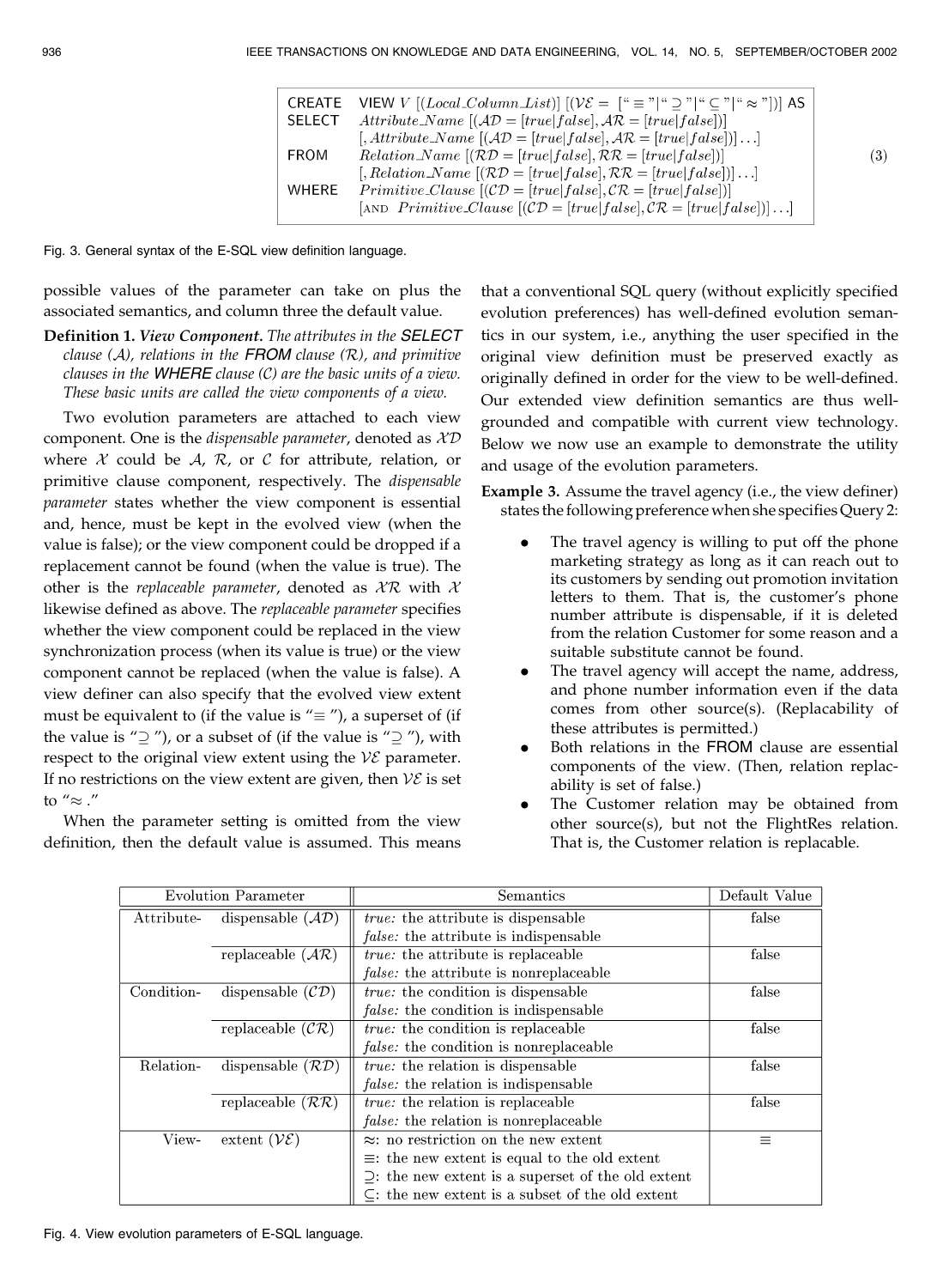$$
\begin{array}{ll}
\textsf{CREATE} & \textsf{VIEW } V \ [(Local\_Column\_List)] \ [(\mathcal{VE} = \ [``\equiv"|``\supseteq"|``\subseteq"|``\approx"])] \ \textsf{AS} \\
\textsf{SELECT} & Attribute\_Name \ [(\mathcal{AD} = [true|false], \mathcal{AR} = [true|false])] \\
 & [, Attribute\_Name \ [(\mathcal{AD} = [true|false], \mathcal{AR} = [true|false])] \ldots] \\
\textsf{FROM} & Relation\_Name \ [(\mathcal{RD} = [true|false], \mathcal{RR} = [true|false])] \\
 & [, Relation\_Name \ [(\mathcal{RD} = [true|false], \mathcal{RR} = [true|false])] \ldots] \\
\textsf{WHERE} & Primitive\_Clause \ [(\mathcal{CD} = [true|false], \mathcal{CR} = [true|false])] \\
 & [\textsc{and} \ Primitive\_Clause \ [(\mathcal{CD} = [true|false], \mathcal{CR} = [true|false])] \ldots]
\end{array} \tag{3}
$$

Fig. 3. General syntax of the E-SQL view definition language.

possible values of the parameter can take on plus the associated semantics, and column three the default value.

**Definition 1.** ***View Component.*** *The attributes in the* **SELECT** *clause ($\mathcal{A}$), relations in the* **FROM** *clause ($\mathcal{R}$), and primitive clauses in the* **WHERE** *clause ($\mathcal{C}$) are the basic units of a view. These basic units are called the view components of a view.*

Two evolution parameters are attached to each view component. One is the *dispensable parameter*, denoted as $\mathcal{XD}$ where $\mathcal{X}$ could be $\mathcal{A}$, $\mathcal{R}$, or $\mathcal{C}$ for attribute, relation, or primitive clause component, respectively. The *dispensable parameter* states whether the view component is essential and, hence, must be kept in the evolved view (when the value is false); or the view component could be dropped if a replacement cannot be found (when the value is true). The other is the *replaceable parameter*, denoted as $\mathcal{XR}$ with $\mathcal{X}$ likewise defined as above. The *replaceable parameter* specifies whether the view component could be replaced in the view synchronization process (when its value is true) or the view component cannot be replaced (when the value is false). A view definer can also specify that the evolved view extent must be equivalent to (if the value is "$\equiv$"), a superset of (if the value is "$\supseteq$"), or a subset of (if the value is "$\supseteq$"), with respect to the original view extent using the $\mathcal{VE}$ parameter. If no restrictions on the view extent are given, then $\mathcal{VE}$ is set to "$\approx$."

When the parameter setting is omitted from the view definition, then the default value is assumed. This means that a conventional SQL query (without explicitly specified evolution preferences) has well-defined evolution semantics in our system, i.e., anything the user specified in the original view definition must be preserved exactly as originally defined in order for the view to be well-defined. Our extended view definition semantics are thus well-grounded and compatible with current view technology. Below we now use an example to demonstrate the utility and usage of the evolution parameters.

**Example 3.** Assume the travel agency (i.e., the view definer) states the following preference when she specifies Query 2:

- The travel agency is willing to put off the phone marketing strategy as long as it can reach out to its customers by sending out promotion invitation letters to them. That is, the customer's phone number attribute is dispensable, if it is deleted from the relation Customer for some reason and a suitable substitute cannot be found.
- The travel agency will accept the name, address, and phone number information even if the data comes from other source(s). (Replacability of these attributes is permitted.)
- Both relations in the FROM clause are essential components of the view. (Then, relation replacability is set of false.)
- The Customer relation may be obtained from other source(s), but not the FlightRes relation. That is, the Customer relation is replacable.

| Evolution Parameter | | Semantics | Default Value |
|---|---|---|---|
| Attribute- | dispensable ($\mathcal{AD}$) | *true:* the attribute is dispensable<br>*false:* the attribute is indispensable | false |
| | replaceable ($\mathcal{AR}$) | *true:* the attribute is replaceable<br>*false:* the attribute is nonreplaceable | false |
| Condition- | dispensable ($\mathcal{CD}$) | *true:* the condition is dispensable<br>*false:* the condition is indispensable | false |
| | replaceable ($\mathcal{CR}$) | *true:* the condition is replaceable<br>*false:* the condition is nonreplaceable | false |
| Relation- | dispensable ($\mathcal{RD}$) | *true:* the relation is dispensable<br>*false:* the relation is indispensable | false |
| | replaceable ($\mathcal{RR}$) | *true:* the relation is replaceable<br>*false:* the relation is nonreplaceable | false |
| View- | extent ($\mathcal{VE}$) | $\approx$: no restriction on the new extent<br>$\equiv$: the new extent is equal to the old extent<br>$\supseteq$: the new extent is a superset of the old extent<br>$\subseteq$: the new extent is a subset of the old extent | $\equiv$ |

Fig. 4. View evolution parameters of E-SQL language.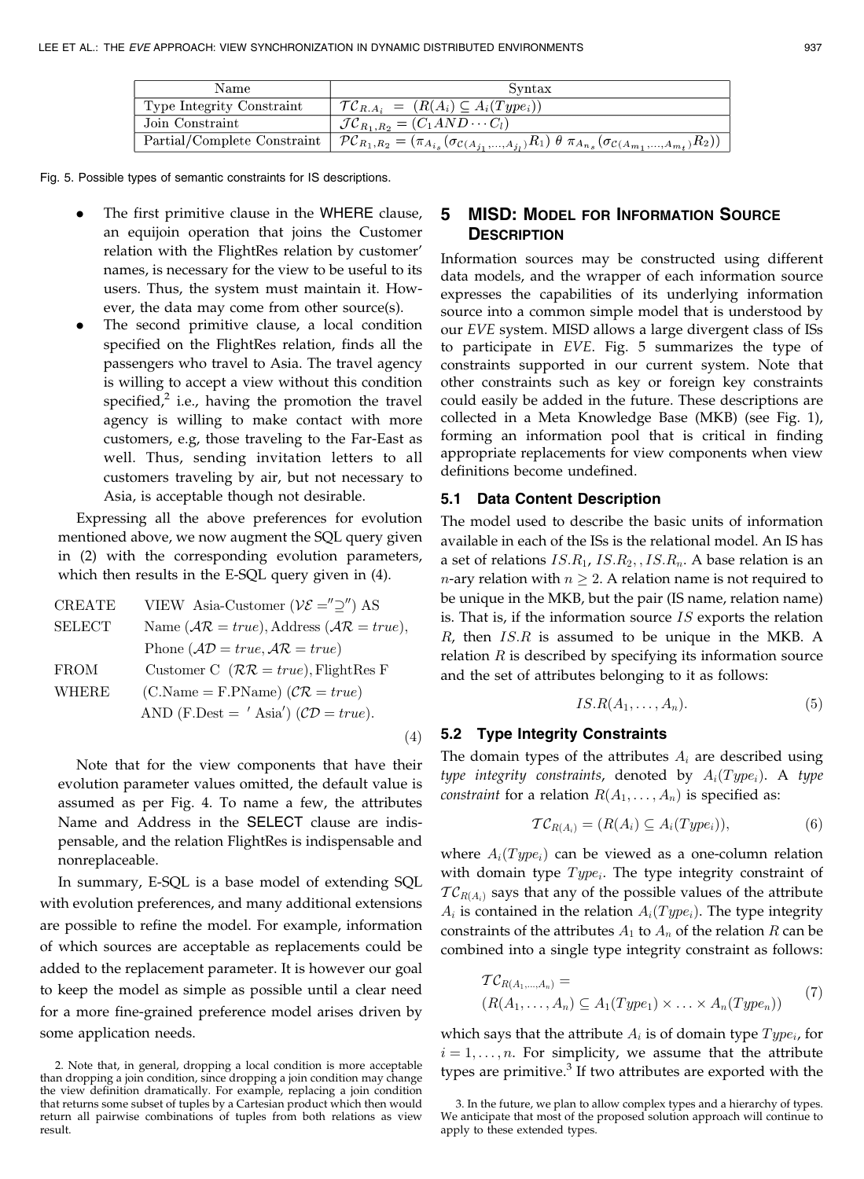| Name | Syntax |
| --- | --- |
| Type Integrity Constraint | $\mathcal{TC}_{R.A_i} = (R(A_i) \subseteq A_i(Type_i))$ |
| Join Constraint | $\mathcal{JC}_{R_1,R_2} = (C_1 AND \cdots C_l)$ |
| Partial/Complete Constraint | $\mathcal{PC}_{R_1,R_2} = (\pi_{A_{i_s}}(\sigma_{\mathcal{C}(A_{j_1},\ldots,A_{j_l})} R_1) \ \theta \ \pi_{A_{n_s}}(\sigma_{\mathcal{C}(A_{m_1},\ldots,A_{m_t})} R_2))$ |

Fig. 5. Possible types of semantic constraints for IS descriptions.

- The first primitive clause in the WHERE clause, an equijoin operation that joins the Customer relation with the FlightRes relation by customer' names, is necessary for the view to be useful to its users. Thus, the system must maintain it. However, the data may come from other source(s).
- The second primitive clause, a local condition specified on the FlightRes relation, finds all the passengers who travel to Asia. The travel agency is willing to accept a view without this condition specified,[2] i.e., having the promotion the travel agency is willing to make contact with more customers, e.g, those traveling to the Far-East as well. Thus, sending invitation letters to all customers traveling by air, but not necessary to Asia, is acceptable though not desirable.

Expressing all the above preferences for evolution mentioned above, we now augment the SQL query given in (2) with the corresponding evolution parameters, which then results in the E-SQL query given in (4).

$$
\begin{array}{ll}
\text{CREATE} & \text{VIEW Asia-Customer } (\mathcal{VE} = ''\supseteq'') \text{ AS} \\
\text{SELECT} & \text{Name } (\mathcal{AR} = true), \text{Address } (\mathcal{AR} = true), \\
& \text{Phone } (\mathcal{AD} = true, \mathcal{AR} = true) \\
\text{FROM} & \text{Customer C } (\mathcal{RR} = true), \text{FlightRes F} \\
\text{WHERE} & (\text{C.Name} = \text{F.PName}) \ (\mathcal{CR} = true) \\
& \text{AND } (\text{F.Dest} = \text{ 'Asia'}) \ (\mathcal{CD} = true).
\end{array}
\tag{4}
$$

Note that for the view components that have their evolution parameter values omitted, the default value is assumed as per Fig. 4. To name a few, the attributes Name and Address in the SELECT clause are indispensable, and the relation FlightRes is indispensable and nonreplaceable.

In summary, E-SQL is a base model of extending SQL with evolution preferences, and many additional extensions are possible to refine the model. For example, information of which sources are acceptable as replacements could be added to the replacement parameter. It is however our goal to keep the model as simple as possible until a clear need for a more fine-grained preference model arises driven by some application needs.

2. Note that, in general, dropping a local condition is more acceptable than dropping a join condition, since dropping a join condition may change the view definition dramatically. For example, replacing a join condition that returns some subset of tuples by a Cartesian product which then would return all pairwise combinations of tuples from both relations as view result.

## 5 MISD: Model for Information Source Description

Information sources may be constructed using different data models, and the wrapper of each information source expresses the capabilities of its underlying information source into a common simple model that is understood by our *EVE* system. MISD allows a large divergent class of ISs to participate in *EVE*. Fig. 5 summarizes the type of constraints supported in our current system. Note that other constraints such as key or foreign key constraints could easily be added in the future. These descriptions are collected in a Meta Knowledge Base (MKB) (see Fig. 1), forming an information pool that is critical in finding appropriate replacements for view components when view definitions become undefined.

### 5.1 Data Content Description

The model used to describe the basic units of information available in each of the ISs is the relational model. An IS has a set of relations $IS.R_1, IS.R_2, , IS.R_n$. A base relation is an $n$-ary relation with $n \geq 2$. A relation name is not required to be unique in the MKB, but the pair (IS name, relation name) is. That is, if the information source $IS$ exports the relation $R$, then $IS.R$ is assumed to be unique in the MKB. A relation $R$ is described by specifying its information source and the set of attributes belonging to it as follows:

$$IS.R(A_1, \ldots, A_n). \tag{5}$$

### 5.2 Type Integrity Constraints

The domain types of the attributes $A_i$ are described using *type integrity constraints*, denoted by $A_i(Type_i)$. A *type constraint* for a relation $R(A_1, \ldots, A_n)$ is specified as:

$$\mathcal{TC}_{R(A_i)} = (R(A_i) \subseteq A_i(Type_i)), \tag{6}$$

where $A_i(Type_i)$ can be viewed as a one-column relation with domain type $Type_i$. The type integrity constraint of $\mathcal{TC}_{R(A_i)}$ says that any of the possible values of the attribute $A_i$ is contained in the relation $A_i(Type_i)$. The type integrity constraints of the attributes $A_1$ to $A_n$ of the relation $R$ can be combined into a single type integrity constraint as follows:

$$
\begin{aligned}
&\mathcal{TC}_{R(A_1,\ldots,A_n)} = \\
&(R(A_1, \ldots, A_n) \subseteq A_1(Type_1) \times \ldots \times A_n(Type_n))
\end{aligned}
\tag{7}
$$

which says that the attribute $A_i$ is of domain type $Type_i$, for $i = 1, \ldots, n$. For simplicity, we assume that the attribute types are primitive.[3] If two attributes are exported with the

3. In the future, we plan to allow complex types and a hierarchy of types. We anticipate that most of the proposed solution approach will continue to apply to these extended types.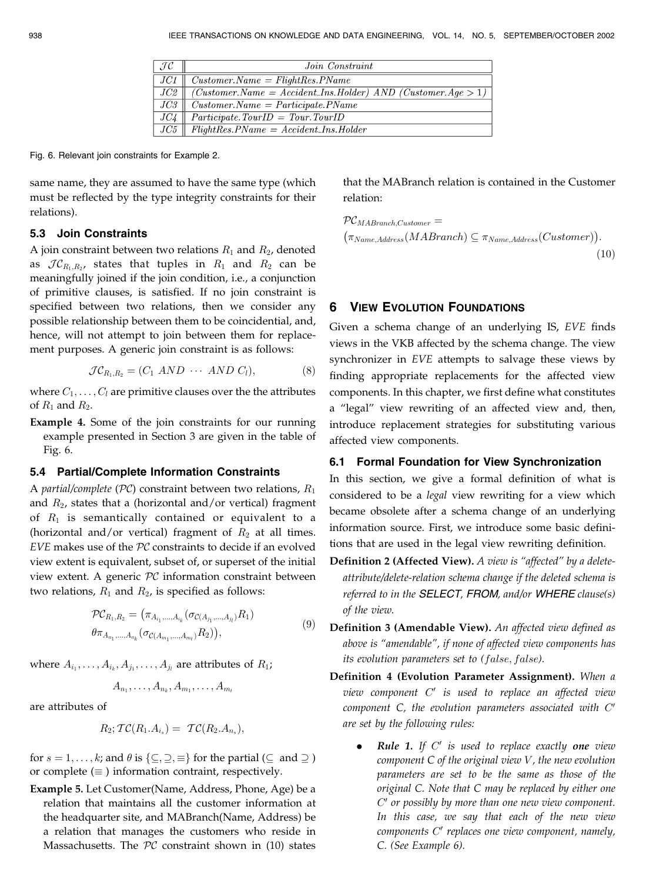| $\mathcal{JC}$ | *Join Constraint* |
|---|---|
| *JC1* | *Customer.Name = FlightRes.PName* |
| *JC2* | *(Customer.Name = Accident_Ins.Holder) AND (Customer.Age > 1)* |
| *JC3* | *Customer.Name = Participate.PName* |
| *JC4* | *Participate.TourID = Tour.TourID* |
| *JC5* | *FlightRes.PName = Accident_Ins.Holder* |

Fig. 6. Relevant join constraints for Example 2.

same name, they are assumed to have the same type (which must be reflected by the type integrity constraints for their relations).

### 5.3 Join Constraints

A join constraint between two relations $R_1$ and $R_2$, denoted as $\mathcal{JC}_{R_1,R_2}$, states that tuples in $R_1$ and $R_2$ can be meaningfully joined if the join condition, i.e., a conjunction of primitive clauses, is satisfied. If no join constraint is specified between two relations, then we consider any possible relationship between them to be coincidential, and, hence, will not attempt to join between them for replacement purposes. A generic join constraint is as follows:

$$\mathcal{JC}_{R_1,R_2} = (C_1 \ AND \ \cdots \ AND \ C_l), \tag{8}$$

where $C_1, \ldots, C_l$ are primitive clauses over the the attributes of $R_1$ and $R_2$.

**Example 4.** Some of the join constraints for our running example presented in Section 3 are given in the table of Fig. 6.

### 5.4 Partial/Complete Information Constraints

A *partial/complete* ($\mathcal{PC}$) constraint between two relations, $R_1$ and $R_2$, states that a (horizontal and/or vertical) fragment of $R_1$ is semantically contained or equivalent to a (horizontal and/or vertical) fragment of $R_2$ at all times. *EVE* makes use of the $\mathcal{PC}$ constraints to decide if an evolved view extent is equivalent, subset of, or superset of the initial view extent. A generic $\mathcal{PC}$ information constraint between two relations, $R_1$ and $R_2$, is specified as follows:

$$\begin{aligned}\mathcal{PC}_{R_1,R_2} = \big(&\pi_{A_{i_1},\ldots,A_{i_k}}(\sigma_{\mathcal{C}(A_{j_1},\ldots,A_{j_l})}R_1) \\ &\theta\pi_{A_{n_1},\ldots,A_{n_k}}(\sigma_{\mathcal{C}(A_{m_1},\ldots,A_{m_t})}R_2)\big),\end{aligned} \tag{9}$$

where $A_{i_1}, \ldots, A_{i_k}, A_{j_1}, \ldots, A_{j_l}$ are attributes of $R_1$;

$$A_{n_1}, \ldots, A_{n_k}, A_{m_1}, \ldots, A_{m_t}$$

are attributes of

$$R_2; \mathcal{TC}(R_1.A_{i_s}) = \ \mathcal{TC}(R_2.A_{n_s}),$$

for $s = 1, \ldots, k$; and $\theta$ is $\{\subseteq, \supseteq, \equiv\}$ for the partial ($\subseteq$ and $\supseteq$) or complete ($\equiv$) information contraint, respectively.

**Example 5.** Let Customer(Name, Address, Phone, Age) be a relation that maintains all the customer information at the headquarter site, and MABranch(Name, Address) be a relation that manages the customers who reside in Massachusetts. The $\mathcal{PC}$ constraint shown in (10) states that the MABranch relation is contained in the Customer relation:

$$\begin{aligned}&\mathcal{PC}_{MABranch,Customer} = \\ &\big(\pi_{Name,Address}(MABranch) \subseteq \pi_{Name,Address}(Customer)\big).\end{aligned} \tag{10}$$

## 6 View Evolution Foundations

Given a schema change of an underlying IS, *EVE* finds views in the VKB affected by the schema change. The view synchronizer in *EVE* attempts to salvage these views by finding appropriate replacements for the affected view components. In this chapter, we first define what constitutes a "legal" view rewriting of an affected view and, then, introduce replacement strategies for substituting various affected view components.

### 6.1 Formal Foundation for View Synchronization

In this section, we give a formal definition of what is considered to be a *legal* view rewriting for a view which became obsolete after a schema change of an underlying information source. First, we introduce some basic definitions that are used in the legal view rewriting definition.

**Definition 2 (Affected View).** *A view is "affected" by a delete-attribute/delete-relation schema change if the deleted schema is referred to in the **SELECT**, **FROM**, and/or **WHERE** clause(s) of the view.*

**Definition 3 (Amendable View).** *An affected view defined as above is "amendable", if none of affected view components has its evolution parameters set to (false, false).*

**Definition 4 (Evolution Parameter Assignment).** *When a view component $C'$ is used to replace an affected view component C, the evolution parameters associated with $C'$ are set by the following rules:*

- ***Rule 1.** If $C'$ is used to replace exactly **one** view component C of the original view $V$, the new evolution parameters are set to be the same as those of the original C. Note that C may be replaced by either one $C'$ or possibly by more than one new view component. In this case, we say that each of the new view components $C'$ replaces one view component, namely, C. (See Example 6).*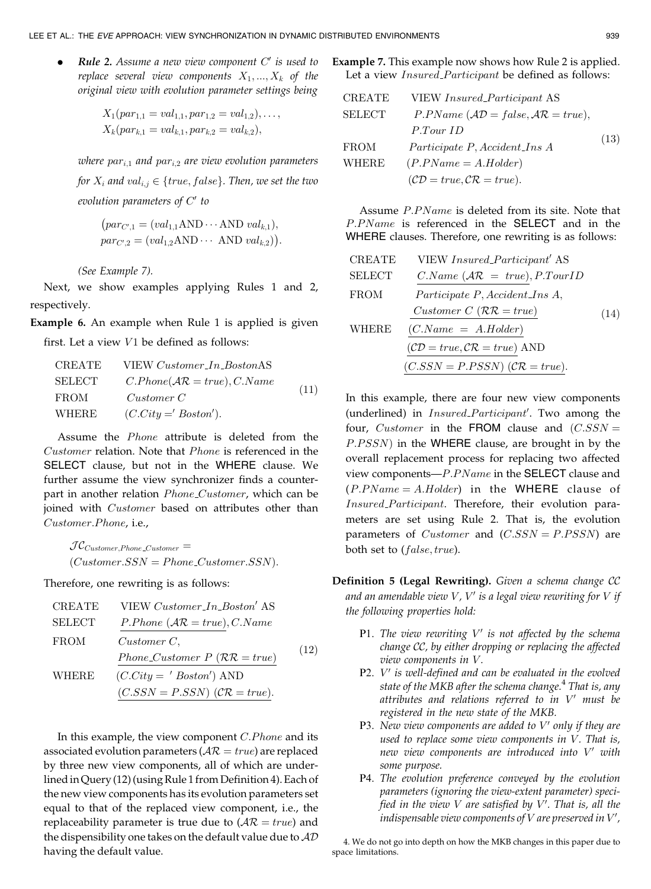- ***Rule 2.*** *Assume a new view component $C'$ is used to replace several view components $X_1, ..., X_k$ of the original view with evolution parameter settings being*

$$X_1(par_{1,1} = val_{1,1}, par_{1,2} = val_{1,2}), \ldots,$$
$$X_k(par_{k,1} = val_{k,1}, par_{k,2} = val_{k,2}),$$

*where $par_{i,1}$ and $par_{i,2}$ are view evolution parameters for $X_i$ and $val_{i,j} \in \{true, false\}$. Then, we set the two evolution parameters of $C'$ to*

$$\big(par_{C',1} = (val_{1,1} \text{AND} \cdots \text{AND } val_{k,1}),$$
$$par_{C',2} = (val_{1,2} \text{AND} \cdots \text{ AND } val_{k,2})\big).$$

*(See Example 7).*

Next, we show examples applying Rules 1 and 2, respectively.

**Example 6.** An example when Rule 1 is applied is given first. Let a view $V1$ be defined as follows:

$$\begin{array}{ll} \text{CREATE} & \text{VIEW } Customer\_In\_Boston \text{AS} \\ \text{SELECT} & C.Phone(\mathcal{AR} = true), C.Name \\ \text{FROM} & Customer\ C \\ \text{WHERE} & (C.City =' Boston'). \end{array} \tag{11}$$

Assume the $Phone$ attribute is deleted from the $Customer$ relation. Note that $Phone$ is referenced in the SELECT clause, but not in the WHERE clause. We further assume the view synchronizer finds a counterpart in another relation $Phone\_Customer$, which can be joined with $Customer$ based on attributes other than $Customer.Phone$, i.e.,

$$\mathcal{JC}_{Customer,Phone\_Customer} = (Customer.SSN = Phone\_Customer.SSN).$$

Therefore, one rewriting is as follows:

$$\begin{array}{ll} \text{CREATE} & \text{VIEW } Customer\_In\_Boston' \text{ AS} \\ \text{SELECT} & \underline{P.Phone\ (\mathcal{AR} = true)}, C.Name \\ \text{FROM} & Customer\ C, \\ & \underline{Phone\_Customer\ P\ (\mathcal{RR} = true)} \\ \text{WHERE} & (C.City =\ ' Boston') \text{ AND} \\ & \underline{(C.SSN = P.SSN)\ (\mathcal{CR} = true)}. \end{array} \tag{12}$$

In this example, the view component $C.Phone$ and its associated evolution parameters ($\mathcal{AR} = true$) are replaced by three new view components, all of which are underlined in Query (12) (using Rule 1 from Definition 4). Each of the new view components has its evolution parameters set equal to that of the replaced view component, i.e., the replaceability parameter is true due to ($\mathcal{AR} = true$) and the dispensibility one takes on the default value due to $\mathcal{AD}$ having the default value.

**Example 7.** This example now shows how Rule 2 is applied. Let a view $Insured\_Participant$ be defined as follows:

$$\begin{array}{ll} \text{CREATE} & \text{VIEW } Insured\_Participant \text{ AS} \\ \text{SELECT} & P.PName\ (\mathcal{AD} = false, \mathcal{AR} = true), \\ & P.Tour\ ID \\ \text{FROM} & Participate\ P, Accident\_Ins\ A \\ \text{WHERE} & (P.PName = A.Holder) \\ & (\mathcal{CD} = true, \mathcal{CR} = true). \end{array} \tag{13}$$

Assume $P.PName$ is deleted from its site. Note that $P.PName$ is referenced in the SELECT and in the WHERE clauses. Therefore, one rewriting is as follows:

$$\begin{array}{ll} \text{CREATE} & \text{VIEW } Insured\_Participant' \text{ AS} \\ \text{SELECT} & \underline{C.Name\ (\mathcal{AR}\ =\ true)}, P.TourID \\ \text{FROM} & Participate\ P, Accident\_Ins\ A, \\ & \underline{Customer\ C\ (\mathcal{RR} = true)} \\ \text{WHERE} & \underline{(C.Name\ =\ A.Holder)} \\ & \underline{(\mathcal{CD} = true, \mathcal{CR} = true)} \text{ AND} \\ & \underline{(C.SSN = P.PSSN)\ (\mathcal{CR} = true)}. \end{array} \tag{14}$$

In this example, there are four new view components (underlined) in $Insured\_Participant'$. Two among the four, $Customer$ in the FROM clause and $(C.SSN = P.PSSN)$ in the WHERE clause, are brought in by the overall replacement process for replacing two affected view components—$P.PName$ in the SELECT clause and $(P.PName = A.Holder)$ in the WHERE clause of $Insured\_Participant$. Therefore, their evolution parameters are set using Rule 2. That is, the evolution parameters of $Customer$ and $(C.SSN = P.PSSN)$ are both set to $(false, true)$.

**Definition 5 (Legal Rewriting).** *Given a schema change $\mathcal{CC}$ and an amendable view $V$, $V'$ is a legal view rewriting for $V$ if the following properties hold:*

- P1. *The view rewriting $V'$ is not affected by the schema change $\mathcal{CC}$, by either dropping or replacing the affected view components in $V$.*
- P2. *$V'$ is well-defined and can be evaluated in the evolved state of the MKB after the schema change.*[4] *That is, any attributes and relations referred to in $V'$ must be registered in the new state of the MKB.*
- P3. *New view components are added to $V'$ only if they are used to replace some view components in $V$. That is, new view components are introduced into $V'$ with some purpose.*
- P4. *The evolution preference conveyed by the evolution parameters (ignoring the view-extent parameter) specified in the view $V$ are satisfied by $V'$. That is, all the indispensable view components of $V$ are preserved in $V'$,*

4. We do not go into depth on how the MKB changes in this paper due to space limitations.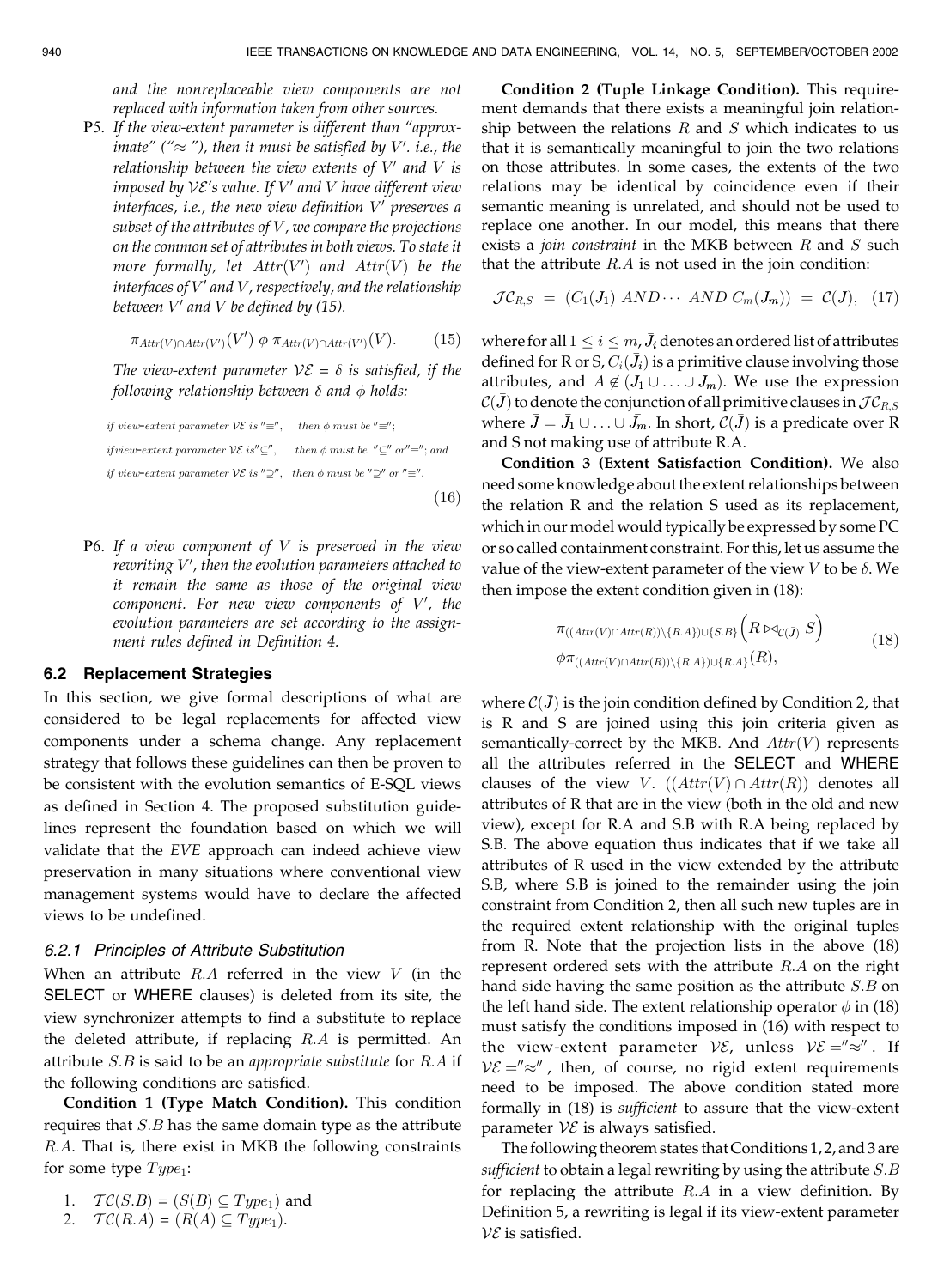*and the nonreplaceable view components are not replaced with information taken from other sources.*

P5. *If the view-extent parameter is different than "approximate" ("$\approx$"), then it must be satisfied by $V'$. i.e., the relationship between the view extents of $V'$ and $V$ is imposed by $\mathcal{VE}$'s value. If $V'$ and $V$ have different view interfaces, i.e., the new view definition $V'$ preserves a subset of the attributes of $V$, we compare the projections on the common set of attributes in both views. To state it more formally, let $Attr(V')$ and $Attr(V)$ be the interfaces of $V'$ and $V$, respectively, and the relationship between $V'$ and $V$ be defined by (15).*

$$\pi_{Attr(V)\cap Attr(V')}(V') \ \phi \ \pi_{Attr(V)\cap Attr(V')}(V). \qquad (15)$$

*The view-extent parameter $\mathcal{VE} = \delta$ is satisfied, if the following relationship between $\delta$ and $\phi$ holds:*

$$\begin{aligned}
&\textit{if view-extent parameter } \mathcal{VE} \textit{ is } ''\equiv'', \quad \textit{then } \phi \textit{ must be } ''\equiv'';\\
&\textit{if view-extent parameter } \mathcal{VE} \textit{ is } ''\subseteq'', \quad \textit{then } \phi \textit{ must be } ''\subseteq'' \textit{ or } ''\equiv''; \textit{ and}\\
&\textit{if view-extent parameter } \mathcal{VE} \textit{ is } ''\supseteq'', \quad \textit{then } \phi \textit{ must be } ''\supseteq'' \textit{ or } ''\equiv''.
\end{aligned} \qquad (16)$$

P6. *If a view component of $V$ is preserved in the view rewriting $V'$, then the evolution parameters attached to it remain the same as those of the original view component. For new view components of $V'$, the evolution parameters are set according to the assignment rules defined in Definition 4.*

### 6.2 Replacement Strategies

In this section, we give formal descriptions of what are considered to be legal replacements for affected view components under a schema change. Any replacement strategy that follows these guidelines can then be proven to be consistent with the evolution semantics of E-SQL views as defined in Section 4. The proposed substitution guidelines represent the foundation based on which we will validate that the *EVE* approach can indeed achieve view preservation in many situations where conventional view management systems would have to declare the affected views to be undefined.

#### 6.2.1 Principles of Attribute Substitution

When an attribute $R.A$ referred in the view $V$ (in the SELECT or WHERE clauses) is deleted from its site, the view synchronizer attempts to find a substitute to replace the deleted attribute, if replacing $R.A$ is permitted. An attribute $S.B$ is said to be an *appropriate substitute* for $R.A$ if the following conditions are satisfied.

**Condition 1 (Type Match Condition).** This condition requires that $S.B$ has the same domain type as the attribute $R.A$. That is, there exist in MKB the following constraints for some type $Type_1$:

1. $\mathcal{TC}(S.B) = (S(B) \subseteq Type_1)$ and
2. $\mathcal{TC}(R.A) = (R(A) \subseteq Type_1)$.

**Condition 2 (Tuple Linkage Condition).** This requirement demands that there exists a meaningful join relationship between the relations $R$ and $S$ which indicates to us that it is semantically meaningful to join the two relations on those attributes. In some cases, the extents of the two relations may be identical by coincidence even if their semantic meaning is unrelated, and should not be used to replace one another. In our model, this means that there exists a *join constraint* in the MKB between $R$ and $S$ such that the attribute $R.A$ is not used in the join condition:

$$\mathcal{JC}_{R,S} \ = \ (C_1(\bar{J}_1) \ AND \cdots \ AND \ C_m(\bar{J}_m)) \ = \ \mathcal{C}(\bar{J}), \quad (17)$$

where for all $1 \leq i \leq m$, $\bar{J}_i$ denotes an ordered list of attributes defined for R or S, $C_i(\bar{J}_i)$ is a primitive clause involving those attributes, and $A \notin (\bar{J}_1 \cup \ldots \cup \bar{J}_m)$. We use the expression $\mathcal{C}(\bar{J})$ to denote the conjunction of all primitive clauses in $\mathcal{JC}_{R,S}$ where $\bar{J} = \bar{J}_1 \cup \ldots \cup \bar{J}_m$. In short, $\mathcal{C}(\bar{J})$ is a predicate over R and S not making use of attribute R.A.

**Condition 3 (Extent Satisfaction Condition).** We also need some knowledge about the extent relationships between the relation R and the relation S used as its replacement, which in our model would typically be expressed by some PC or so called containment constraint. For this, let us assume the value of the view-extent parameter of the view $V$ to be $\delta$. We then impose the extent condition given in (18):

$$\begin{aligned}
&\pi_{((Attr(V)\cap Attr(R))\setminus\{R.A\})\cup\{S.B\}}\Big(R \bowtie_{\mathcal{C}(\bar{J})} S\Big)\\
&\phi\pi_{((Attr(V)\cap Attr(R))\setminus\{R.A\})\cup\{R.A\}}(R),
\end{aligned} \qquad (18)$$

where $\mathcal{C}(\bar{J})$ is the join condition defined by Condition 2, that is R and S are joined using this join criteria given as semantically-correct by the MKB. And $Attr(V)$ represents all the attributes referred in the SELECT and WHERE clauses of the view $V$. $((Attr(V) \cap Attr(R))$ denotes all attributes of R that are in the view (both in the old and new view), except for R.A and S.B with R.A being replaced by S.B. The above equation thus indicates that if we take all attributes of R used in the view extended by the attribute S.B, where S.B is joined to the remainder using the join constraint from Condition 2, then all such new tuples are in the required extent relationship with the original tuples from R. Note that the projection lists in the above (18) represent ordered sets with the attribute $R.A$ on the right hand side having the same position as the attribute $S.B$ on the left hand side. The extent relationship operator $\phi$ in (18) must satisfy the conditions imposed in (16) with respect to the view-extent parameter $\mathcal{VE}$, unless $\mathcal{VE} = ''\approx''$. If $\mathcal{VE} = ''\approx''$, then, of course, no rigid extent requirements need to be imposed. The above condition stated more formally in (18) is *sufficient* to assure that the view-extent parameter $\mathcal{VE}$ is always satisfied.

The following theorem states that Conditions 1, 2, and 3 are *sufficient* to obtain a legal rewriting by using the attribute $S.B$ for replacing the attribute $R.A$ in a view definition. By Definition 5, a rewriting is legal if its view-extent parameter $\mathcal{VE}$ is satisfied.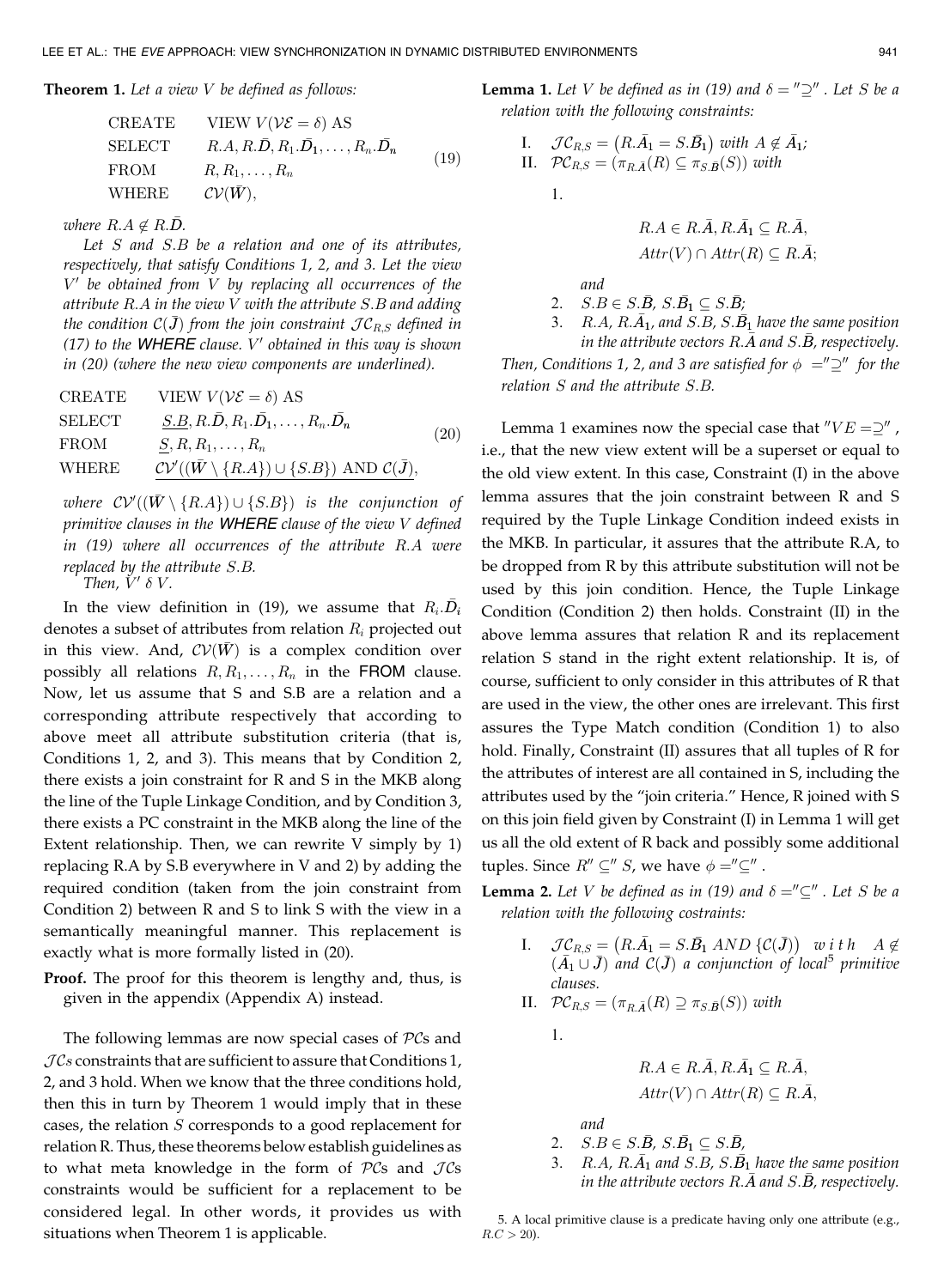**Theorem 1.** *Let a view $V$ be defined as follows:*

$$\begin{array}{ll} \text{CREATE} & \text{VIEW } V(\mathcal{VE} = \delta) \text{ AS} \\ \text{SELECT} & R.A, R.\bar{D}, R_1.\bar{D}_1, \ldots, R_n.\bar{D}_n \\ \text{FROM} & R, R_1, \ldots, R_n \\ \text{WHERE} & \mathcal{CV}(\bar{W}), \end{array} \tag{19}$$

*where $R.A \notin R.\bar{D}$.*

*Let $S$ and $S.B$ be a relation and one of its attributes, respectively, that satisfy Conditions 1, 2, and 3. Let the view $V'$ be obtained from $V$ by replacing all occurrences of the attribute $R.A$ in the view $V$ with the attribute $S.B$ and adding the condition $\mathcal{C}(\bar{J})$ from the join constraint $\mathcal{JC}_{R,S}$ defined in (17) to the* **WHERE** *clause. $V'$ obtained in this way is shown in (20) (where the new view components are underlined).*

$$\begin{array}{ll} \text{CREATE} & \text{VIEW } V(\mathcal{VE} = \delta) \text{ AS} \\ \text{SELECT} & \underline{S.B}, R.\bar{D}, R_1.\bar{D}_1, \ldots, R_n.\bar{D}_n \\ \text{FROM} & \underline{S}, R, R_1, \ldots, R_n \\ \text{WHERE} & \underline{\mathcal{CV}'((\bar{W} \setminus \{R.A\}) \cup \{S.B\}) \text{ AND } \mathcal{C}(\bar{J})}, \end{array} \tag{20}$$

*where $\mathcal{CV}'((\bar{W} \setminus \{R.A\}) \cup \{S.B\})$ is the conjunction of primitive clauses in the* **WHERE** *clause of the view $V$ defined in (19) where all occurrences of the attribute $R.A$ were replaced by the attribute $S.B$.*

*Then, $V' \ \delta \ V$.*

In the view definition in (19), we assume that $R_i.\bar{D}_i$ denotes a subset of attributes from relation $R_i$ projected out in this view. And, $\mathcal{CV}(\bar{W})$ is a complex condition over possibly all relations $R, R_1, \ldots, R_n$ in the **FROM** clause. Now, let us assume that S and S.B are a relation and a corresponding attribute respectively that according to above meet all attribute substitution criteria (that is, Conditions 1, 2, and 3). This means that by Condition 2, there exists a join constraint for R and S in the MKB along the line of the Tuple Linkage Condition, and by Condition 3, there exists a PC constraint in the MKB along the line of the Extent relationship. Then, we can rewrite V simply by 1) replacing R.A by S.B everywhere in V and 2) by adding the required condition (taken from the join constraint from Condition 2) between R and S to link S with the view in a semantically meaningful manner. This replacement is exactly what is more formally listed in (20).

**Proof.** The proof for this theorem is lengthy and, thus, is given in the appendix (Appendix A) instead.

The following lemmas are now special cases of $\mathcal{PC}$s and $\mathcal{JC}$s constraints that are sufficient to assure that Conditions 1, 2, and 3 hold. When we know that the three conditions hold, then this in turn by Theorem 1 would imply that in these cases, the relation $S$ corresponds to a good replacement for relation R. Thus, these theorems below establish guidelines as to what meta knowledge in the form of $\mathcal{PC}$s and $\mathcal{JC}$s constraints would be sufficient for a replacement to be considered legal. In other words, it provides us with situations when Theorem 1 is applicable.

**Lemma 1.** *Let $V$ be defined as in (19) and $\delta = "\supseteq"$. Let $S$ be a relation with the following constraints:*

I. $\mathcal{JC}_{R,S} = (R.\bar{A}_1 = S.\bar{B}_1)$ *with* $A \notin \bar{A}_1$;

II. $\mathcal{PC}_{R,S} = (\pi_{R.\bar{A}}(R) \subseteq \pi_{S.\bar{B}}(S))$ *with*

1. $$R.A \in R.\bar{A}, R.\bar{A}_1 \subseteq R.\bar{A},$$
$$Attr(V) \cap Attr(R) \subseteq R.\bar{A};$$

*and*

2. $S.B \in S.\bar{B}$, $S.\bar{B}_1 \subseteq S.\bar{B}$;
3. $R.A$, $R.\bar{A}_1$, *and* $S.B$, $S.\bar{B}_1$ *have the same position in the attribute vectors* $R.\bar{A}$ *and* $S.\bar{B}$, *respectively.*

*Then, Conditions 1, 2, and 3 are satisfied for $\phi = "\supseteq"$ for the relation $S$ and the attribute $S.B$.*

Lemma 1 examines now the special case that $"VE = \supseteq"$, i.e., that the new view extent will be a superset or equal to the old view extent. In this case, Constraint (I) in the above lemma assures that the join constraint between R and S required by the Tuple Linkage Condition indeed exists in the MKB. In particular, it assures that the attribute R.A, to be dropped from R by this attribute substitution will not be used by this join condition. Hence, the Tuple Linkage Condition (Condition 2) then holds. Constraint (II) in the above lemma assures that relation R and its replacement relation S stand in the right extent relationship. It is, of course, sufficient to only consider in this attributes of R that are used in the view, the other ones are irrelevant. This first assures the Type Match condition (Condition 1) to also hold. Finally, Constraint (II) assures that all tuples of R for the attributes of interest are all contained in S, including the attributes used by the "join criteria." Hence, R joined with S on this join field given by Constraint (I) in Lemma 1 will get us all the old extent of R back and possibly some additional tuples. Since $R'' \subseteq'' S$, we have $\phi = "\subseteq"$.

**Lemma 2.** *Let $V$ be defined as in (19) and $\delta = "\subseteq"$. Let $S$ be a relation with the following costraints:*

I. $\mathcal{JC}_{R,S} = (R.\bar{A}_1 = S.\bar{B}_1 \text{ AND } \{\mathcal{C}(\bar{J})\})$ *with* $A \notin (\bar{A}_1 \cup \bar{J})$ *and* $\mathcal{C}(\bar{J})$ *a conjunction of local*[5] *primitive clauses.*

II. $\mathcal{PC}_{R,S} = (\pi_{R.\bar{A}}(R) \supseteq \pi_{S.\bar{B}}(S))$ *with*

1. $$R.A \in R.\bar{A}, R.\bar{A}_1 \subseteq R.\bar{A},$$
$$Attr(V) \cap Attr(R) \subseteq R.\bar{A},$$

*and*

2. $S.B \in S.\bar{B}$, $S.\bar{B}_1 \subseteq S.\bar{B}$,
3. $R.A$, $R.\bar{A}_1$ *and* $S.B$, $S.\bar{B}_1$ *have the same position in the attribute vectors* $R.\bar{A}$ *and* $S.\bar{B}$, *respectively.*

5. A local primitive clause is a predicate having only one attribute (e.g., $R.C > 20$).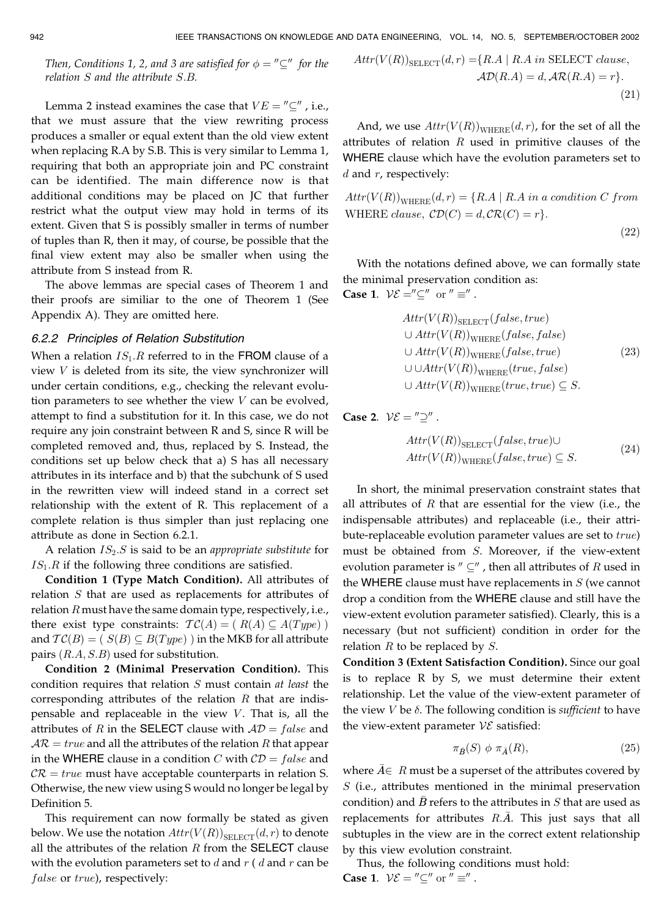*Then, Conditions 1, 2, and 3 are satisfied for $\phi = "\subseteq"$ for the relation $S$ and the attribute $S.B$.*

Lemma 2 instead examines the case that $VE = "\subseteq"$, i.e., that we must assure that the view rewriting process produces a smaller or equal extent than the old view extent when replacing R.A by S.B. This is very similar to Lemma 1, requiring that both an appropriate join and PC constraint can be identified. The main difference now is that additional conditions may be placed on JC that further restrict what the output view may hold in terms of its extent. Given that S is possibly smaller in terms of number of tuples than R, then it may, of course, be possible that the final view extent may also be smaller when using the attribute from S instead from R.

The above lemmas are special cases of Theorem 1 and their proofs are similiar to the one of Theorem 1 (See Appendix A). They are omitted here.

### 6.2.2 Principles of Relation Substitution

When a relation $IS_1.R$ referred to in the FROM clause of a view $V$ is deleted from its site, the view synchronizer will under certain conditions, e.g., checking the relevant evolution parameters to see whether the view $V$ can be evolved, attempt to find a substitution for it. In this case, we do not require any join constraint between R and S, since R will be completed removed and, thus, replaced by S. Instead, the conditions set up below check that a) S has all necessary attributes in its interface and b) that the subchunk of S used in the rewritten view will indeed stand in a correct set relationship with the extent of R. This replacement of a complete relation is thus simpler than just replacing one attribute as done in Section 6.2.1.

A relation $IS_2.S$ is said to be an *appropriate substitute* for $IS_1.R$ if the following three conditions are satisfied.

**Condition 1 (Type Match Condition).** All attributes of relation $S$ that are used as replacements for attributes of relation $R$ must have the same domain type, respectively, i.e., there exist type constraints: $\mathcal{TC}(A) = (\ R(A) \subseteq A(Type)\ )$ and $\mathcal{TC}(B) = (\ S(B) \subseteq B(Type)\ )$ in the MKB for all attribute pairs $(R.A, S.B)$ used for substitution.

**Condition 2 (Minimal Preservation Condition).** This condition requires that relation $S$ must contain *at least* the corresponding attributes of the relation $R$ that are indispensable and replaceable in the view $V$. That is, all the attributes of $R$ in the SELECT clause with $\mathcal{AD} = false$ and $\mathcal{AR} = true$ and all the attributes of the relation $R$ that appear in the WHERE clause in a condition $C$ with $\mathcal{CD} = false$ and $\mathcal{CR} = true$ must have acceptable counterparts in relation S. Otherwise, the new view using S would no longer be legal by Definition 5.

This requirement can now formally be stated as given below. We use the notation $Attr(V(R))_{\text{SELECT}}(d, r)$ to denote all the attributes of the relation $R$ from the SELECT clause with the evolution parameters set to $d$ and $r$ ( $d$ and $r$ can be $false$ or $true$), respectively:

$$Attr(V(R))_{\text{SELECT}}(d,r) = \{R.A \mid R.A \textit{ in } \text{SELECT } \textit{clause}, \mathcal{AD}(R.A) = d, \mathcal{AR}(R.A) = r\}. \tag{21}$$

And, we use $Attr(V(R))_{\text{WHERE}}(d, r)$, for the set of all the attributes of relation $R$ used in primitive clauses of the WHERE clause which have the evolution parameters set to $d$ and $r$, respectively:

$$Attr(V(R))_{\text{WHERE}}(d,r) = \{R.A \mid R.A \textit{ in a condition } C \textit{ from } \text{WHERE } \textit{clause}, \mathcal{CD}(C) = d, \mathcal{CR}(C) = r\}. \tag{22}$$

With the notations defined above, we can formally state the minimal preservation condition as:

**Case 1**. $\mathcal{VE} = "\subseteq"$ or $"\equiv"$.

$$\begin{aligned} & Attr(V(R))_{\text{SELECT}}(false, true) \\ & \cup Attr(V(R))_{\text{WHERE}}(false, false) \\ & \cup Attr(V(R))_{\text{WHERE}}(false, true) \\ & \cup \cup Attr(V(R))_{\text{WHERE}}(true, false) \\ & \cup Attr(V(R))_{\text{WHERE}}(true, true) \subseteq S. \end{aligned} \tag{23}$$

**Case 2**. $\mathcal{VE} = "\supseteq"$.

$$\begin{aligned} & Attr(V(R))_{\text{SELECT}}(false, true) \cup \\ & Attr(V(R))_{\text{WHERE}}(false, true) \subseteq S. \end{aligned} \tag{24}$$

In short, the minimal preservation constraint states that all attributes of $R$ that are essential for the view (i.e., the indispensable attributes) and replaceable (i.e., their attribute-replaceable evolution parameter values are set to $true$) must be obtained from $S$. Moreover, if the view-extent evolution parameter is $"\subseteq"$, then all attributes of $R$ used in the WHERE clause must have replacements in $S$ (we cannot drop a condition from the WHERE clause and still have the view-extent evolution parameter satisfied). Clearly, this is a necessary (but not sufficient) condition in order for the relation $R$ to be replaced by $S$.

**Condition 3 (Extent Satisfaction Condition).** Since our goal is to replace R by S, we must determine their extent relationship. Let the value of the view-extent parameter of the view $V$ be $\delta$. The following condition is *sufficient* to have the view-extent parameter $\mathcal{VE}$ satisfied:

$$\pi_{\bar{B}}(S)\ \phi\ \pi_{\bar{A}}(R), \tag{25}$$

where $\bar{A} \in\ R$ must be a superset of the attributes covered by $S$ (i.e., attributes mentioned in the minimal preservation condition) and $\bar{B}$ refers to the attributes in $S$ that are used as replacements for attributes $R.\bar{A}$. This just says that all subtuples in the view are in the correct extent relationship by this view evolution constraint.

Thus, the following conditions must hold:

**Case 1**. $\mathcal{VE} = "\subseteq"$ or $"\equiv"$.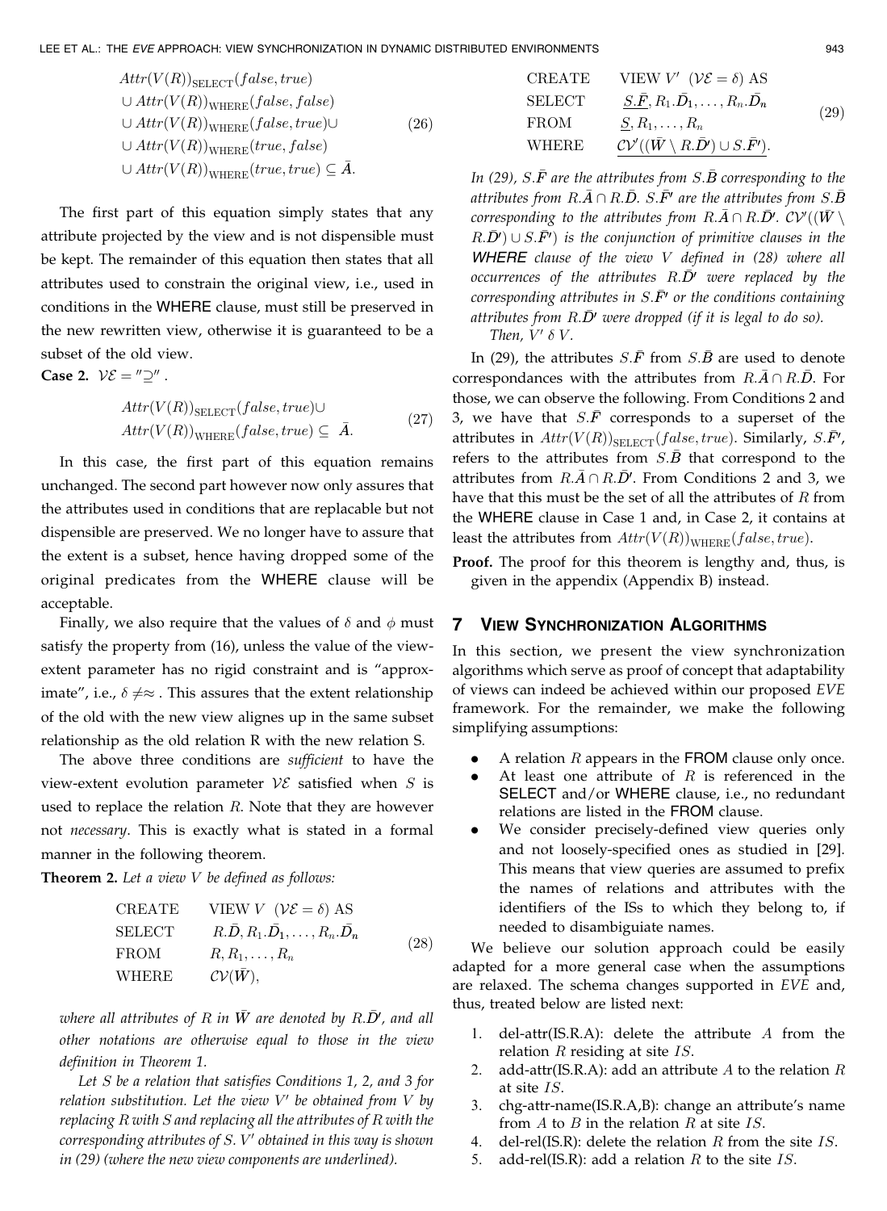$$
\begin{aligned}
&Attr(V(R))_{\text{SELECT}}(false, true) \\
&\cup Attr(V(R))_{\text{WHERE}}(false, false) \\
&\cup Attr(V(R))_{\text{WHERE}}(false, true) \cup \\
&\cup Attr(V(R))_{\text{WHERE}}(true, false) \\
&\cup Attr(V(R))_{\text{WHERE}}(true, true) \subseteq \bar{A}.
\end{aligned} \tag{26}
$$

The first part of this equation simply states that any attribute projected by the view and is not dispensible must be kept. The remainder of this equation then states that all attributes used to constrain the original view, i.e., used in conditions in the WHERE clause, must still be preserved in the new rewritten view, otherwise it is guaranteed to be a subset of the old view.

**Case 2.** $\mathcal{VE} = ''\supseteq''$ .

$$
\begin{aligned}
&Attr(V(R))_{\text{SELECT}}(false, true) \cup \\
&Attr(V(R))_{\text{WHERE}}(false, true) \subseteq \bar{A}.
\end{aligned} \tag{27}
$$

In this case, the first part of this equation remains unchanged. The second part however now only assures that the attributes used in conditions that are replacable but not dispensible are preserved. We no longer have to assure that the extent is a subset, hence having dropped some of the original predicates from the WHERE clause will be acceptable.

Finally, we also require that the values of $\delta$ and $\phi$ must satisfy the property from (16), unless the value of the view-extent parameter has no rigid constraint and is "approximate", i.e., $\delta \neq \approx$ . This assures that the extent relationship of the old with the new view alignes up in the same subset relationship as the old relation R with the new relation S.

The above three conditions are *sufficient* to have the view-extent evolution parameter $\mathcal{VE}$ satisfied when $S$ is used to replace the relation $R$. Note that they are however not *necessary*. This is exactly what is stated in a formal manner in the following theorem.

**Theorem 2.** *Let a view $V$ be defined as follows:*

$$
\begin{array}{ll}
\text{CREATE} & \text{VIEW } V \ \ (\mathcal{VE} = \delta) \text{ AS} \\
\text{SELECT} & R.\bar{D}, R_1.\bar{D}_1, \ldots, R_n.\bar{D}_n \\
\text{FROM} & R, R_1, \ldots, R_n \\
\text{WHERE} & \mathcal{CV}(\bar{W}),
\end{array} \tag{28}
$$

*where all attributes of $R$ in $\bar{W}$ are denoted by $R.\bar{D}'$, and all other notations are otherwise equal to those in the view definition in Theorem 1.*

*Let $S$ be a relation that satisfies Conditions 1, 2, and 3 for relation substitution. Let the view $V'$ be obtained from $V$ by replacing $R$ with $S$ and replacing all the attributes of $R$ with the corresponding attributes of $S$. $V'$ obtained in this way is shown in (29) (where the new view components are underlined).*

$$
\begin{array}{ll}
\text{CREATE} & \text{VIEW } V' \ \ (\mathcal{VE} = \delta) \text{ AS} \\
\text{SELECT} & \underline{S.\bar{F}}, R_1.\bar{D}_1, \ldots, R_n.\bar{D}_n \\
\text{FROM} & \underline{S}, R_1, \ldots, R_n \\
\text{WHERE} & \underline{\mathcal{CV}'((\bar{W} \setminus R.\bar{D}') \cup S.\bar{F}')}.
\end{array} \tag{29}
$$

*In (29), $S.\bar{F}$ are the attributes from $S.\bar{B}$ corresponding to the attributes from $R.\bar{A} \cap R.\bar{D}$. $S.\bar{F}'$ are the attributes from $S.\bar{B}$ corresponding to the attributes from $R.\bar{A} \cap R.\bar{D}'$. $\mathcal{CV}'((\bar{W} \setminus R.\bar{D}') \cup S.\bar{F}')$ is the conjunction of primitive clauses in the **WHERE** clause of the view $V$ defined in (28) where all occurrences of the attributes $R.\bar{D}'$ were replaced by the corresponding attributes in $S.\bar{F}'$ or the conditions containing attributes from $R.\bar{D}'$ were dropped (if it is legal to do so).*

*Then, $V' \ \delta \ V$.*

In (29), the attributes $S.\bar{F}$ from $S.\bar{B}$ are used to denote correspondances with the attributes from $R.\bar{A} \cap R.\bar{D}$. For those, we can observe the following. From Conditions 2 and 3, we have that $S.\bar{F}$ corresponds to a superset of the attributes in $Attr(V(R))_{\text{SELECT}}(false, true)$. Similarly, $S.\bar{F}'$, refers to the attributes from $S.\bar{B}$ that correspond to the attributes from $R.\bar{A} \cap R.\bar{D}'$. From Conditions 2 and 3, we have that this must be the set of all the attributes of $R$ from the WHERE clause in Case 1 and, in Case 2, it contains at least the attributes from $Attr(V(R))_{\text{WHERE}}(false, true)$.

**Proof.** The proof for this theorem is lengthy and, thus, is given in the appendix (Appendix B) instead.

## 7 View Synchronization Algorithms

In this section, we present the view synchronization algorithms which serve as proof of concept that adaptability of views can indeed be achieved within our proposed *EVE* framework. For the remainder, we make the following simplifying assumptions:

- A relation $R$ appears in the FROM clause only once.
- At least one attribute of $R$ is referenced in the SELECT and/or WHERE clause, i.e., no redundant relations are listed in the FROM clause.
- We consider precisely-defined view queries only and not loosely-specified ones as studied in [29]. This means that view queries are assumed to prefix the names of relations and attributes with the identifiers of the ISs to which they belong to, if needed to disambiguiate names.

We believe our solution approach could be easily adapted for a more general case when the assumptions are relaxed. The schema changes supported in *EVE* and, thus, treated below are listed next:

1. del-attr(IS.R.A): delete the attribute $A$ from the relation $R$ residing at site $IS$.
2. add-attr(IS.R.A): add an attribute $A$ to the relation $R$ at site $IS$.
3. chg-attr-name(IS.R.A,B): change an attribute's name from $A$ to $B$ in the relation $R$ at site $IS$.
4. del-rel(IS.R): delete the relation $R$ from the site $IS$.
5. add-rel(IS.R): add a relation $R$ to the site $IS$.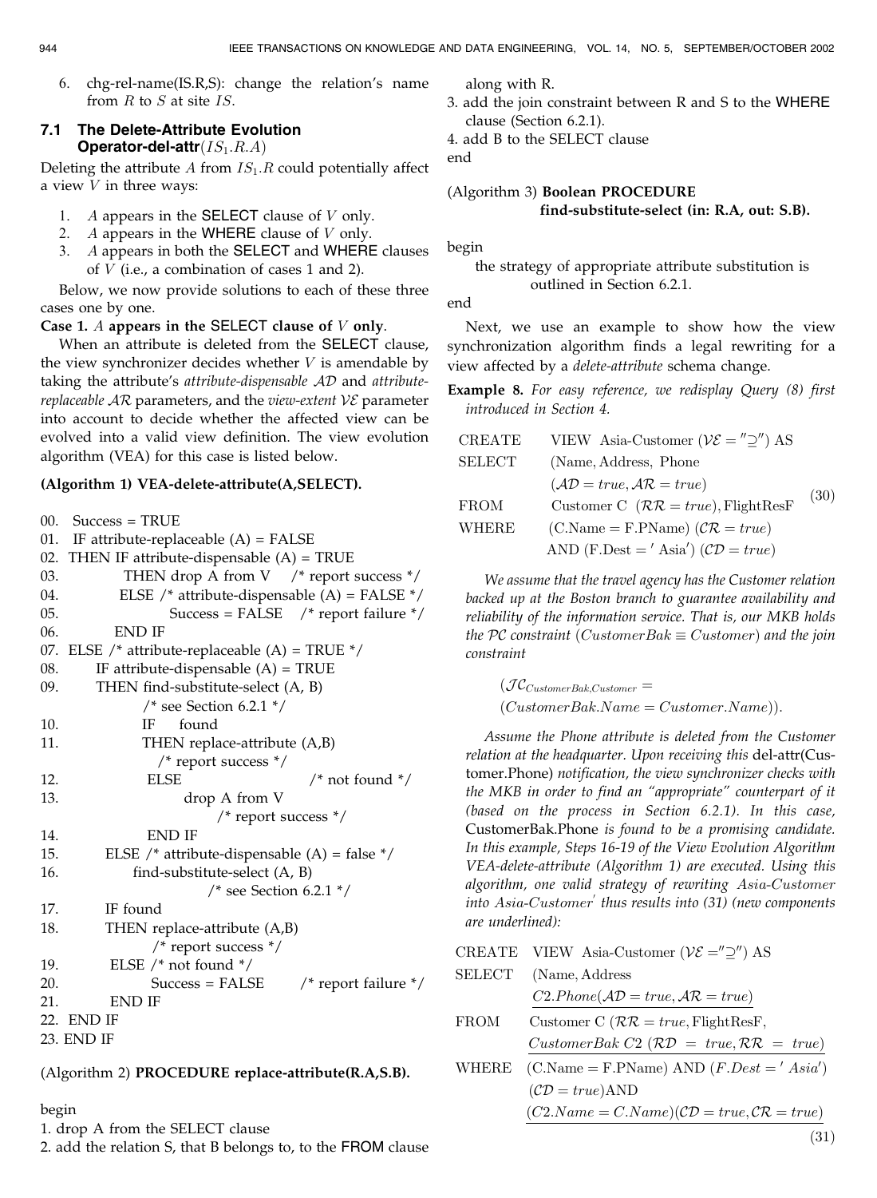6. chg-rel-name(IS.R,S): change the relation's name from $R$ to $S$ at site $IS$.

### 7.1 The Delete-Attribute Evolution Operator-del-attr$(IS_1.R.A)$

Deleting the attribute $A$ from $IS_1.R$ could potentially affect a view $V$ in three ways:

1. $A$ appears in the SELECT clause of $V$ only.
2. $A$ appears in the WHERE clause of $V$ only.
3. $A$ appears in both the SELECT and WHERE clauses of $V$ (i.e., a combination of cases 1 and 2).

Below, we now provide solutions to each of these three cases one by one.

**Case 1. $A$ appears in the SELECT clause of $V$ only.**

When an attribute is deleted from the SELECT clause, the view synchronizer decides whether $V$ is amendable by taking the attribute's *attribute-dispensable* $\mathcal{AD}$ and *attribute-replaceable* $\mathcal{AR}$ parameters, and the *view-extent* $\mathcal{VE}$ parameter into account to decide whether the affected view can be evolved into a valid view definition. The view evolution algorithm (VEA) for this case is listed below.

**(Algorithm 1) VEA-delete-attribute(A,SELECT).**

```
00.  Success = TRUE
01.  IF attribute-replaceable (A) = FALSE
02.  THEN IF attribute-dispensable (A) = TRUE
03.        THEN drop A from V    /* report success */
04.        ELSE /* attribute-dispensable (A) = FALSE */
05.             Success = FALSE    /* report failure */
06.        END IF
07.  ELSE /* attribute-replaceable (A) = TRUE */
08.       IF attribute-dispensable (A) = TRUE
09.       THEN find-substitute-select (A, B)
                /* see Section 6.2.1 */
10.            IF    found
11.            THEN replace-attribute (A,B)
                  /* report success */
12.            ELSE                    /* not found */
13.                 drop A from V
                        /* report success */
14.            END IF
15.       ELSE /* attribute-dispensable (A) = false */
16.            find-substitute-select (A, B)
                        /* see Section 6.2.1 */
17.       IF found
18.       THEN replace-attribute (A,B)
                /* report success */
19.       ELSE /* not found */
20.            Success = FALSE        /* report failure */
21.       END IF
22.  END IF
23.  END IF
```

(Algorithm 2) **PROCEDURE replace-attribute(R.A,S.B).**

begin

1. drop A from the SELECT clause
2. add the relation S, that B belongs to, to the FROM clause along with R.
3. add the join constraint between R and S to the WHERE clause (Section 6.2.1).
4. add B to the SELECT clause

end

(Algorithm 3) **Boolean PROCEDURE find-substitute-select (in: R.A, out: S.B).**

begin

the strategy of appropriate attribute substitution is outlined in Section 6.2.1.

end

Next, we use an example to show how the view synchronization algorithm finds a legal rewriting for a view affected by a *delete-attribute* schema change.

**Example 8.** *For easy reference, we redisplay Query (8) first introduced in Section 4.*

$$
\begin{array}{ll}
\text{CREATE} & \text{VIEW Asia-Customer } (\mathcal{VE} = ''\supseteq'') \text{ AS} \\
\text{SELECT} & (\text{Name, Address, Phone} \\
& (\mathcal{AD} = true, \mathcal{AR} = true) \\
\text{FROM} & \text{Customer C } (\mathcal{RR} = true), \text{FlightResF} \\
\text{WHERE} & (\text{C.Name} = \text{F.PName}) \ (\mathcal{CR} = true) \\
& \text{AND } (\text{F.Dest} = '\text{ Asia}') \ (\mathcal{CD} = true)
\end{array}
\tag{30}
$$

*We assume that the travel agency has the Customer relation backed up at the Boston branch to guarantee availability and reliability of the information service. That is, our MKB holds the $\mathcal{PC}$ constraint ($CustomerBak \equiv Customer$) and the join constraint*

$$(\mathcal{JC}_{CustomerBak,Customer} = (CustomerBak.Name = Customer.Name)).$$

*Assume the Phone attribute is deleted from the Customer relation at the headquarter. Upon receiving this* del-attr(Customer.Phone) *notification, the view synchronizer checks with the MKB in order to find an "appropriate" counterpart of it (based on the process in Section 6.2.1). In this case,* CustomerBak.Phone *is found to be a promising candidate. In this example, Steps 16-19 of the View Evolution Algorithm VEA-delete-attribute (Algorithm 1) are executed. Using this algorithm, one valid strategy of rewriting $Asia\text{-}Customer$ into $Asia\text{-}Customer'$ thus results into (31) (new components are underlined):*

$$
\begin{array}{ll}
\text{CREATE} & \text{VIEW Asia-Customer } (\mathcal{VE} = ''\supseteq'') \text{ AS} \\
\text{SELECT} & (\text{Name, Address} \\
& \underline{C2.Phone(\mathcal{AD} = true, \mathcal{AR} = true)} \\
\text{FROM} & \text{Customer C } (\mathcal{RR} = true, \text{FlightResF}, \\
& \underline{CustomerBak\ C2\ (\mathcal{RD} = true, \mathcal{RR} = true)} \\
\text{WHERE} & (\text{C.Name} = \text{F.PName}) \text{ AND } (F.Dest = '\ Asia') \\
& (\mathcal{CD} = true)\text{AND} \\
& \underline{(C2.Name = C.Name)(\mathcal{CD} = true, \mathcal{CR} = true)}
\end{array}
\tag{31}
$$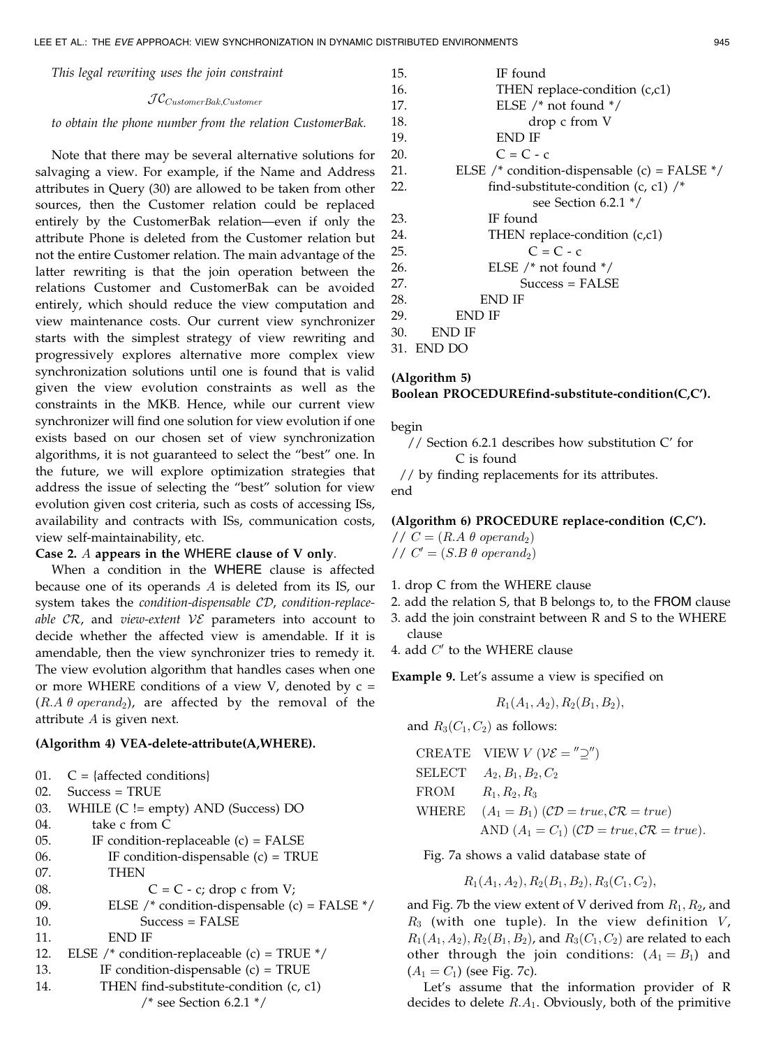*This legal rewriting uses the join constraint*

$$\mathcal{JC}_{CustomerBak,Customer}$$

*to obtain the phone number from the relation CustomerBak.*

Note that there may be several alternative solutions for salvaging a view. For example, if the Name and Address attributes in Query (30) are allowed to be taken from other sources, then the Customer relation could be replaced entirely by the CustomerBak relation—even if only the attribute Phone is deleted from the Customer relation but not the entire Customer relation. The main advantage of the latter rewriting is that the join operation between the relations Customer and CustomerBak can be avoided entirely, which should reduce the view computation and view maintenance costs. Our current view synchronizer starts with the simplest strategy of view rewriting and progressively explores alternative more complex view synchronization solutions until one is found that is valid given the view evolution constraints as well as the constraints in the MKB. Hence, while our current view synchronizer will find one solution for view evolution if one exists based on our chosen set of view synchronization algorithms, it is not guaranteed to select the "best" one. In the future, we will explore optimization strategies that address the issue of selecting the "best" solution for view evolution given cost criteria, such as costs of accessing ISs, availability and contracts with ISs, communication costs, view self-maintainability, etc.

**Case 2.** $A$ **appears in the** WHERE **clause of V only**.

When a condition in the WHERE clause is affected because one of its operands $A$ is deleted from its IS, our system takes the *condition-dispensable* $\mathcal{CD}$, *condition-replaceable* $\mathcal{CR}$, and *view-extent* $\mathcal{VE}$ parameters into account to decide whether the affected view is amendable. If it is amendable, then the view synchronizer tries to remedy it. The view evolution algorithm that handles cases when one or more WHERE conditions of a view V, denoted by c = $(R.A\ \theta\ operand_2)$, are affected by the removal of the attribute $A$ is given next.

**(Algorithm 4) VEA-delete-attribute(A,WHERE).**

```
01.  C = {affected conditions}
02.  Success = TRUE
03.  WHILE (C != empty) AND (Success) DO
04.       take c from C
05.       IF condition-replaceable (c) = FALSE
06.           IF condition-dispensable (c) = TRUE
07.           THEN
08.                 C = C - c; drop c from V;
09.           ELSE /* condition-dispensable (c) = FALSE */
10.               Success = FALSE
11.           END IF
12.   ELSE /* condition-replaceable (c) = TRUE */
13.          IF condition-dispensable (c) = TRUE
14.          THEN find-substitute-condition (c, c1)
                   /* see Section 6.2.1 */
15.                IF found
16.                THEN replace-condition (c,c1)
17.                ELSE /* not found */
18.                      drop c from V
19.                END IF
20.                C = C - c
21.          ELSE /* condition-dispensable (c) = FALSE */
22.               find-substitute-condition (c, c1) /*
                       see Section 6.2.1 */
23.               IF found
24.               THEN replace-condition (c,c1)
25.                     C = C - c
26.               ELSE /* not found */
27.                    Success = FALSE
28.             END IF
29.         END IF
30.     END IF
31.  END DO
```

**(Algorithm 5)**
**Boolean PROCEDUREfind-substitute-condition(C,C′).**

```
begin
   // Section 6.2.1 describes how substitution C′ for
          C is found
  // by finding replacements for its attributes.
end
```

**(Algorithm 6) PROCEDURE replace-condition (C,C′).**

// $C = (R.A\ \theta\ operand_2)$
// $C' = (S.B\ \theta\ operand_2)$

1. drop C from the WHERE clause
2. add the relation S, that B belongs to, to the FROM clause
3. add the join constraint between R and S to the WHERE clause
4. add $C'$ to the WHERE clause

**Example 9.** Let's assume a view is specified on

$$R_1(A_1, A_2), R_2(B_1, B_2),$$

and $R_3(C_1, C_2)$ as follows:

$$\begin{array}{ll} \text{CREATE} & \text{VIEW } V\ (\mathcal{VE} = ''\supseteq'') \\ \text{SELECT} & A_2, B_1, B_2, C_2 \\ \text{FROM} & R_1, R_2, R_3 \\ \text{WHERE} & (A_1 = B_1)\ (\mathcal{CD} = true, \mathcal{CR} = true) \\ & \text{AND } (A_1 = C_1)\ (\mathcal{CD} = true, \mathcal{CR} = true). \end{array}$$

Fig. 7a shows a valid database state of

$$R_1(A_1, A_2), R_2(B_1, B_2), R_3(C_1, C_2),$$

and Fig. 7b the view extent of V derived from $R_1$, $R_2$, and $R_3$ (with one tuple). In the view definition $V$, $R_1(A_1, A_2)$, $R_2(B_1, B_2)$, and $R_3(C_1, C_2)$ are related to each other through the join conditions: $(A_1 = B_1)$ and $(A_1 = C_1)$ (see Fig. 7c).

Let's assume that the information provider of R decides to delete $R.A_1$. Obviously, both of the primitive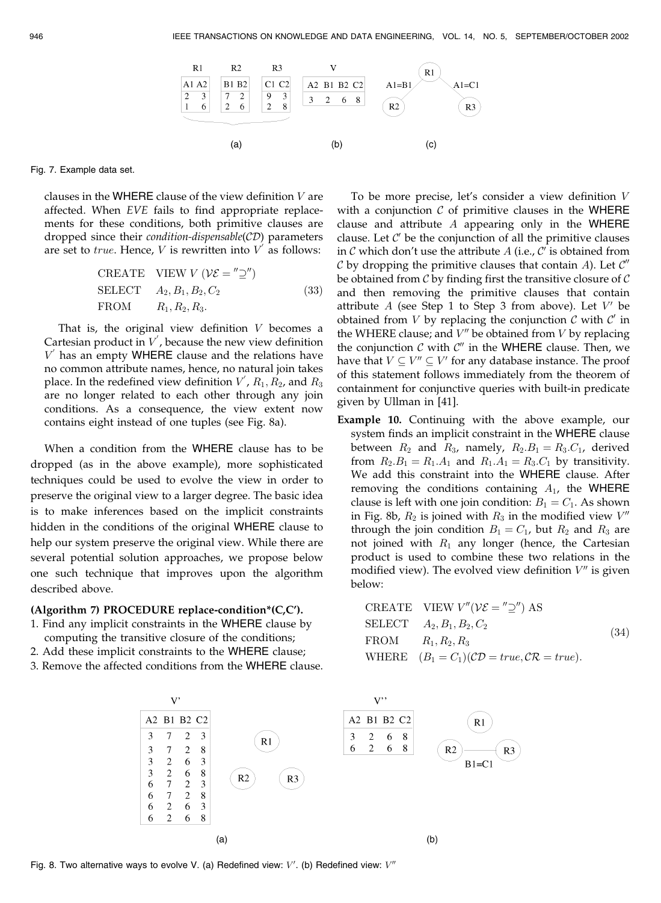| R1 | | R2 | | R3 | |
|---|---|---|---|---|---|
| A1 | A2 | B1 | B2 | C1 | C2 |
| 2 | 3 | 7 | 2 | 9 | 3 |
| 1 | 6 | 2 | 6 | 2 | 8 |

(a)

| A2 | B1 | B2 | C2 |
|---|---|---|---|
| 3 | 2 | 6 | 8 |

(b)

(c) R1 joined with R2 via A1=B1; R1 joined with R3 via A1=C1.

Fig. 7. Example data set.

clauses in the WHERE clause of the view definition $V$ are affected. When *EVE* fails to find appropriate replacements for these conditions, both primitive clauses are dropped since their *condition-dispensable*($\mathcal{CD}$) parameters are set to $true$. Hence, $V$ is rewritten into $V'$ as follows:

$$
\begin{array}{ll}
\text{CREATE} & \text{VIEW } V \ (\mathcal{VE} = ''\supseteq'') \\
\text{SELECT} & A_2, B_1, B_2, C_2 \\
\text{FROM} & R_1, R_2, R_3.
\end{array}
\tag{33}
$$

That is, the original view definition $V$ becomes a Cartesian product in $V'$, because the new view definition $V'$ has an empty WHERE clause and the relations have no common attribute names, hence, no natural join takes place. In the redefined view definition $V'$, $R_1$, $R_2$, and $R_3$ are no longer related to each other through any join conditions. As a consequence, the view extent now contains eight instead of one tuples (see Fig. 8a).

When a condition from the WHERE clause has to be dropped (as in the above example), more sophisticated techniques could be used to evolve the view in order to preserve the original view to a larger degree. The basic idea is to make inferences based on the implicit constraints hidden in the conditions of the original WHERE clause to help our system preserve the original view. While there are several potential solution approaches, we propose below one such technique that improves upon the algorithm described above.

**(Algorithm 7) PROCEDURE replace-condition\*(C,C').**

1. Find any implicit constraints in the WHERE clause by computing the transitive closure of the conditions;
2. Add these implicit constraints to the WHERE clause;
3. Remove the affected conditions from the WHERE clause.

To be more precise, let's consider a view definition $V$ with a conjunction $\mathcal{C}$ of primitive clauses in the WHERE clause and attribute $A$ appearing only in the WHERE clause. Let $\mathcal{C}'$ be the conjunction of all the primitive clauses in $\mathcal{C}$ which don't use the attribute $A$ (i.e., $\mathcal{C}'$ is obtained from $\mathcal{C}$ by dropping the primitive clauses that contain $A$). Let $\mathcal{C}''$ be obtained from $\mathcal{C}$ by finding first the transitive closure of $\mathcal{C}$ and then removing the primitive clauses that contain attribute $A$ (see Step 1 to Step 3 from above). Let $V'$ be obtained from $V$ by replacing the conjunction $\mathcal{C}$ with $\mathcal{C}'$ in the WHERE clause; and $V''$ be obtained from $V$ by replacing the conjunction $\mathcal{C}$ with $\mathcal{C}''$ in the WHERE clause. Then, we have that $V \subseteq V'' \subseteq V'$ for any database instance. The proof of this statement follows immediately from the theorem of containment for conjunctive queries with built-in predicate given by Ullman in [41].

**Example 10.** Continuing with the above example, our system finds an implicit constraint in the WHERE clause between $R_2$ and $R_3$, namely, $R_2.B_1 = R_3.C_1$, derived from $R_2.B_1 = R_1.A_1$ and $R_1.A_1 = R_3.C_1$ by transitivity. We add this constraint into the WHERE clause. After removing the conditions containing $A_1$, the WHERE clause is left with one join condition: $B_1 = C_1$. As shown in Fig. 8b, $R_2$ is joined with $R_3$ in the modified view $V''$ through the join condition $B_1 = C_1$, but $R_2$ and $R_3$ are not joined with $R_1$ any longer (hence, the Cartesian product is used to combine these two relations in the modified view). The evolved view definition $V''$ is given below:

$$
\begin{array}{ll}
\text{CREATE} & \text{VIEW } V''(\mathcal{VE} = ''\supseteq'') \text{ AS} \\
\text{SELECT} & A_2, B_1, B_2, C_2 \\
\text{FROM} & R_1, R_2, R_3 \\
\text{WHERE} & (B_1 = C_1)(\mathcal{CD} = true, \mathcal{CR} = true).
\end{array}
\tag{34}
$$

V'

| A2 | B1 | B2 | C2 |
|---|---|---|---|
| 3 | 7 | 2 | 3 |
| 3 | 7 | 2 | 8 |
| 3 | 2 | 6 | 3 |
| 3 | 2 | 6 | 8 |
| 6 | 7 | 2 | 3 |
| 6 | 7 | 2 | 8 |
| 6 | 2 | 6 | 3 |
| 6 | 2 | 6 | 8 |

(a)

V''

| A2 | B1 | B2 | C2 |
|---|---|---|---|
| 3 | 2 | 6 | 8 |
| 6 | 2 | 6 | 8 |

(b)

Fig. 8. Two alternative ways to evolve V. (a) Redefined view: $V'$. (b) Redefined view: $V''$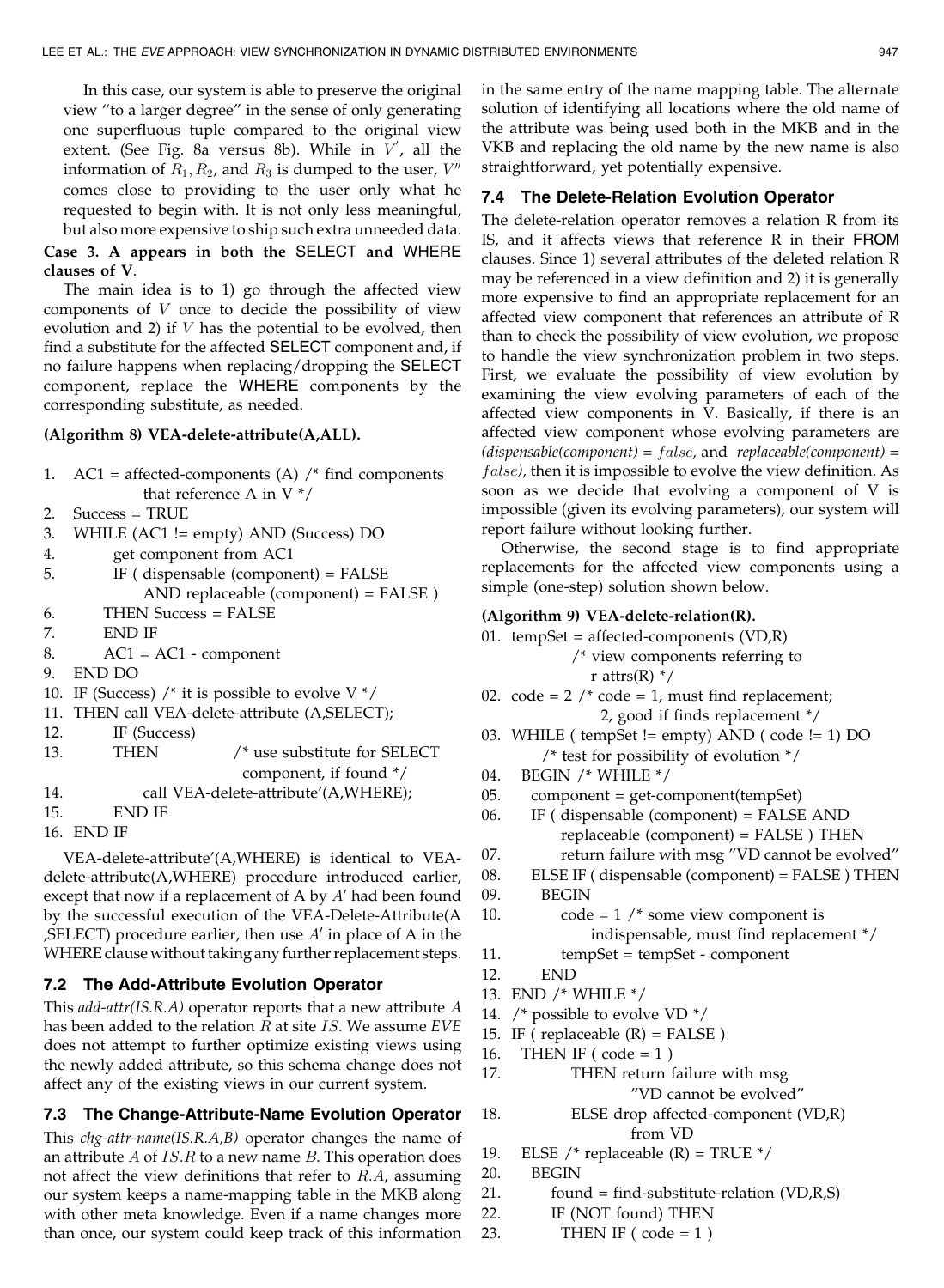In this case, our system is able to preserve the original view "to a larger degree" in the sense of only generating one superfluous tuple compared to the original view extent. (See Fig. 8a versus 8b). While in $V'$, all the information of $R_1, R_2$, and $R_3$ is dumped to the user, $V''$ comes close to providing to the user only what he requested to begin with. It is not only less meaningful, but also more expensive to ship such extra unneeded data.

**Case 3. A appears in both the SELECT and WHERE clauses of V.**

The main idea is to 1) go through the affected view components of $V$ once to decide the possibility of view evolution and 2) if $V$ has the potential to be evolved, then find a substitute for the affected SELECT component and, if no failure happens when replacing/dropping the SELECT component, replace the WHERE components by the corresponding substitute, as needed.

**(Algorithm 8) VEA-delete-attribute(A,ALL).**

```
1.   AC1 = affected-components (A) /* find components
              that reference A in V */
2.   Success = TRUE
3.   WHILE (AC1 != empty) AND (Success) DO
4.        get component from AC1
5.        IF ( dispensable (component) = FALSE
              AND replaceable (component) = FALSE )
6.        THEN Success = FALSE
7.        END IF
8.        AC1 = AC1 - component
9.   END DO
10.  IF (Success) /* it is possible to evolve V */
11.  THEN call VEA-delete-attribute (A,SELECT);
12.       IF (Success)
13.       THEN            /* use substitute for SELECT
                             component, if found */
14.            call VEA-delete-attribute'(A,WHERE);
15.       END IF
16.  END IF
```

VEA-delete-attribute'(A,WHERE) is identical to VEA-delete-attribute(A,WHERE) procedure introduced earlier, except that now if a replacement of A by $A'$ had been found by the successful execution of the VEA-Delete-Attribute(A ,SELECT) procedure earlier, then use $A'$ in place of A in the WHERE clause without taking any further replacement steps.

### 7.2 The Add-Attribute Evolution Operator

This *add-attr(IS.R.A)* operator reports that a new attribute $A$ has been added to the relation $R$ at site $IS$. We assume *EVE* does not attempt to further optimize existing views using the newly added attribute, so this schema change does not affect any of the existing views in our current system.

### 7.3 The Change-Attribute-Name Evolution Operator

This *chg-attr-name(IS.R.A,B)* operator changes the name of an attribute $A$ of $IS.R$ to a new name $B$. This operation does not affect the view definitions that refer to $R.A$, assuming our system keeps a name-mapping table in the MKB along with other meta knowledge. Even if a name changes more than once, our system could keep track of this information in the same entry of the name mapping table. The alternate solution of identifying all locations where the old name of the attribute was being used both in the MKB and in the VKB and replacing the old name by the new name is also straightforward, yet potentially expensive.

### 7.4 The Delete-Relation Evolution Operator

The delete-relation operator removes a relation R from its IS, and it affects views that reference R in their FROM clauses. Since 1) several attributes of the deleted relation R may be referenced in a view definition and 2) it is generally more expensive to find an appropriate replacement for an affected view component that references an attribute of R than to check the possibility of view evolution, we propose to handle the view synchronization problem in two steps. First, we evaluate the possibility of view evolution by examining the view evolving parameters of each of the affected view components in V. Basically, if there is an affected view component whose evolving parameters are *(dispensable(component) = false,* and *replaceable(component) = false),* then it is impossible to evolve the view definition. As soon as we decide that evolving a component of V is impossible (given its evolving parameters), our system will report failure without looking further.

Otherwise, the second stage is to find appropriate replacements for the affected view components using a simple (one-step) solution shown below.

**(Algorithm 9) VEA-delete-relation(R).**

```
01.  tempSet = affected-components (VD,R)
              /* view components referring to
                 r attrs(R) */
02.  code = 2 /* code = 1, must find replacement;
                 2, good if finds replacement */
03.  WHILE ( tempSet != empty) AND ( code != 1) DO
          /* test for possibility of evolution */
04.    BEGIN /* WHILE */
05.      component = get-component(tempSet)
06.      IF ( dispensable (component) = FALSE AND
              replaceable (component) = FALSE ) THEN
07.           return failure with msg "VD cannot be evolved"
08.      ELSE IF ( dispensable (component) = FALSE ) THEN
09.        BEGIN
10.           code = 1 /* some view component is
                 indispensable, must find replacement */
11.           tempSet = tempSet - component
12.        END
13.  END /* WHILE */
14.  /* possible to evolve VD */
15.  IF ( replaceable (R) = FALSE )
16.    THEN IF ( code = 1 )
17.           THEN return failure with msg
                   "VD cannot be evolved"
18.           ELSE drop affected-component (VD,R)
                   from VD
19.    ELSE /* replaceable (R) = TRUE */
20.     BEGIN
21.        found = find-substitute-relation (VD,R,S)
22.        IF (NOT found) THEN
23.          THEN IF ( code = 1 )
```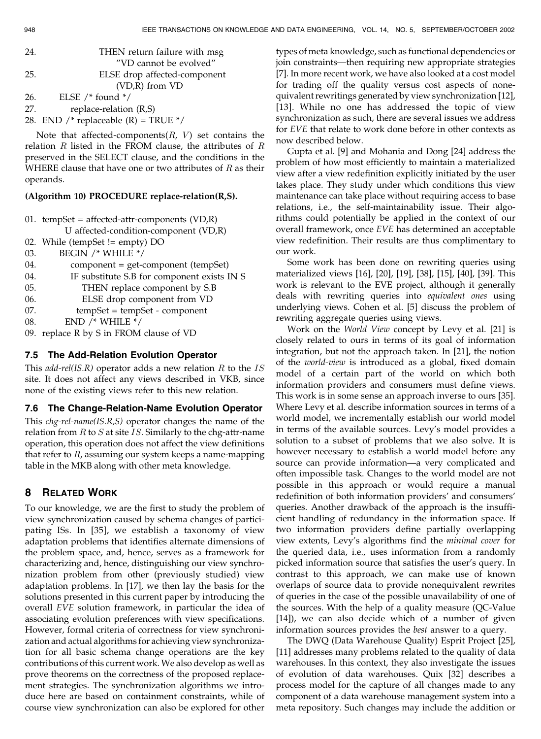```
24.                 THEN return failure with msg
                        "VD cannot be evolved"
25.                 ELSE drop affected-component
                        (VD,R) from VD
26.         ELSE /* found */
27.             replace-relation (R,S)
28.     END /* replaceable (R) = TRUE */
```

Note that affected-components($R$, $V$) set contains the relation $R$ listed in the FROM clause, the attributes of $R$ preserved in the SELECT clause, and the conditions in the WHERE clause that have one or two attributes of $R$ as their operands.

**(Algorithm 10) PROCEDURE replace-relation(R,S).**

```
01. tempSet = affected-attr-components (VD,R)
        U affected-condition-component (VD,R)
02. While (tempSet != empty) DO
03.     BEGIN /* WHILE */
04.         component = get-component (tempSet)
05.         IF substitute S.B for component exists IN S
06.             THEN replace component by S.B
07.             ELSE drop component from VD
08.         tempSet = tempSet - component
09.     END /* WHILE */
10. replace R by S in FROM clause of VD
```

### 7.5 The Add-Relation Evolution Operator

This *add-rel(IS.R)* operator adds a new relation $R$ to the $IS$ site. It does not affect any views described in VKB, since none of the existing views refer to this new relation.

### 7.6 The Change-Relation-Name Evolution Operator

This *chg-rel-name(IS.R,S)* operator changes the name of the relation from $R$ to $S$ at site $IS$. Similarly to the chg-attr-name operation, this operation does not affect the view definitions that refer to $R$, assuming our system keeps a name-mapping table in the MKB along with other meta knowledge.

## 8 Related Work

To our knowledge, we are the first to study the problem of view synchronization caused by schema changes of participating ISs. In [35], we establish a taxonomy of view adaptation problems that identifies alternate dimensions of the problem space, and, hence, serves as a framework for characterizing and, hence, distinguishing our view synchronization problem from other (previously studied) view adaptation problems. In [17], we then lay the basis for the solutions presented in this current paper by introducing the overall *EVE* solution framework, in particular the idea of associating evolution preferences with view specifications. However, formal criteria of correctness for view synchronization and actual algorithms for achieving view synchronization for all basic schema change operations are the key contributions of this current work. We also develop as well as prove theorems on the correctness of the proposed replacement strategies. The synchronization algorithms we introduce here are based on containment constraints, while of course view synchronization can also be explored for other types of meta knowledge, such as functional dependencies or join constraints—then requiring new appropriate strategies [7]. In more recent work, we have also looked at a cost model for trading off the quality versus cost aspects of nonequivalent rewritings generated by view synchronization [12], [13]. While no one has addressed the topic of view synchronization as such, there are several issues we address for *EVE* that relate to work done before in other contexts as now described below.

Gupta et al. [9] and Mohania and Dong [24] address the problem of how most efficiently to maintain a materialized view after a view redefinition explicitly initiated by the user takes place. They study under which conditions this view maintenance can take place without requiring access to base relations, i.e., the self-maintainability issue. Their algorithms could potentially be applied in the context of our overall framework, once *EVE* has determined an acceptable view redefinition. Their results are thus complimentary to our work.

Some work has been done on rewriting queries using materialized views [16], [20], [19], [38], [15], [40], [39]. This work is relevant to the EVE project, although it generally deals with rewriting queries into *equivalent ones* using underlying views. Cohen et al. [5] discuss the problem of rewriting aggregate queries using views.

Work on the *World View* concept by Levy et al. [21] is closely related to ours in terms of its goal of information integration, but not the approach taken. In [21], the notion of the *world-view* is introduced as a global, fixed domain model of a certain part of the world on which both information providers and consumers must define views. This work is in some sense an approach inverse to ours [35]. Where Levy et al. describe information sources in terms of a world model, we incrementally establish our world model in terms of the available sources. Levy's model provides a solution to a subset of problems that we also solve. It is however necessary to establish a world model before any source can provide information—a very complicated and often impossible task. Changes to the world model are not possible in this approach or would require a manual redefinition of both information providers' and consumers' queries. Another drawback of the approach is the insufficient handling of redundancy in the information space. If two information providers define partially overlapping view extents, Levy's algorithms find the *minimal cover* for the queried data, i.e., uses information from a randomly picked information source that satisfies the user's query. In contrast to this approach, we can make use of known overlaps of source data to provide nonequivalent rewrites of queries in the case of the possible unavailability of one of the sources. With the help of a quality measure (QC-Value [14]), we can also decide which of a number of given information sources provides the *best* answer to a query.

The DWQ (Data Warehouse Quality) Esprit Project [25], [11] addresses many problems related to the quality of data warehouses. In this context, they also investigate the issues of evolution of data warehouses. Quix [32] describes a process model for the capture of all changes made to any component of a data warehouse management system into a meta repository. Such changes may include the addition or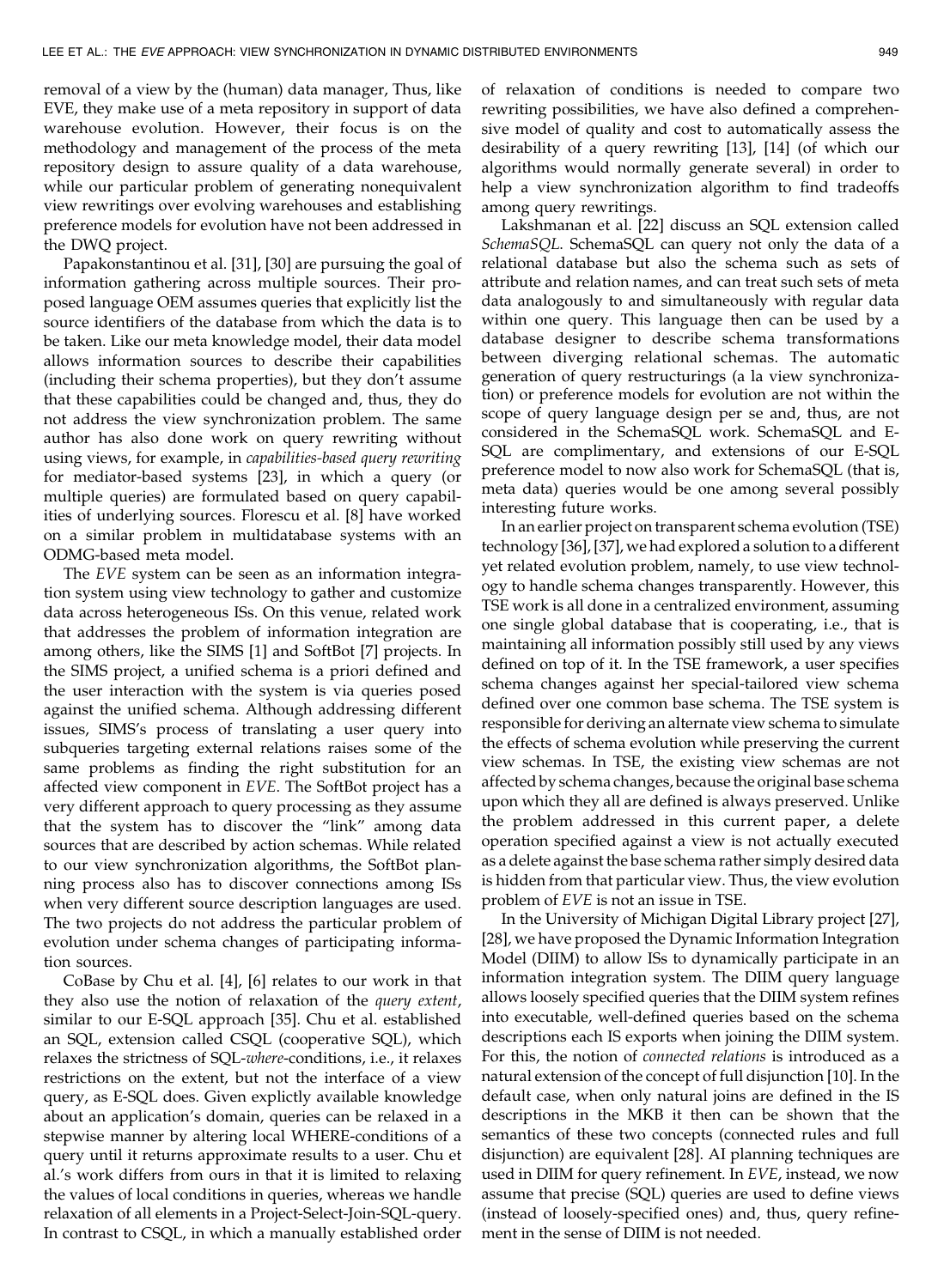removal of a view by the (human) data manager, Thus, like EVE, they make use of a meta repository in support of data warehouse evolution. However, their focus is on the methodology and management of the process of the meta repository design to assure quality of a data warehouse, while our particular problem of generating nonequivalent view rewritings over evolving warehouses and establishing preference models for evolution have not been addressed in the DWQ project.

Papakonstantinou et al. [31], [30] are pursuing the goal of information gathering across multiple sources. Their proposed language OEM assumes queries that explicitly list the source identifiers of the database from which the data is to be taken. Like our meta knowledge model, their data model allows information sources to describe their capabilities (including their schema properties), but they don't assume that these capabilities could be changed and, thus, they do not address the view synchronization problem. The same author has also done work on query rewriting without using views, for example, in *capabilities-based query rewriting* for mediator-based systems [23], in which a query (or multiple queries) are formulated based on query capabilities of underlying sources. Florescu et al. [8] have worked on a similar problem in multidatabase systems with an ODMG-based meta model.

The *EVE* system can be seen as an information integration system using view technology to gather and customize data across heterogeneous ISs. On this venue, related work that addresses the problem of information integration are among others, like the SIMS [1] and SoftBot [7] projects. In the SIMS project, a unified schema is a priori defined and the user interaction with the system is via queries posed against the unified schema. Although addressing different issues, SIMS's process of translating a user query into subqueries targeting external relations raises some of the same problems as finding the right substitution for an affected view component in *EVE*. The SoftBot project has a very different approach to query processing as they assume that the system has to discover the "link" among data sources that are described by action schemas. While related to our view synchronization algorithms, the SoftBot planning process also has to discover connections among ISs when very different source description languages are used. The two projects do not address the particular problem of evolution under schema changes of participating information sources.

CoBase by Chu et al. [4], [6] relates to our work in that they also use the notion of relaxation of the *query extent*, similar to our E-SQL approach [35]. Chu et al. established an SQL, extension called CSQL (cooperative SQL), which relaxes the strictness of SQL-*where*-conditions, i.e., it relaxes restrictions on the extent, but not the interface of a view query, as E-SQL does. Given explictly available knowledge about an application's domain, queries can be relaxed in a stepwise manner by altering local WHERE-conditions of a query until it returns approximate results to a user. Chu et al.'s work differs from ours in that it is limited to relaxing the values of local conditions in queries, whereas we handle relaxation of all elements in a Project-Select-Join-SQL-query. In contrast to CSQL, in which a manually established order of relaxation of conditions is needed to compare two rewriting possibilities, we have also defined a comprehensive model of quality and cost to automatically assess the desirability of a query rewriting [13], [14] (of which our algorithms would normally generate several) in order to help a view synchronization algorithm to find tradeoffs among query rewritings.

Lakshmanan et al. [22] discuss an SQL extension called *SchemaSQL*. SchemaSQL can query not only the data of a relational database but also the schema such as sets of attribute and relation names, and can treat such sets of meta data analogously to and simultaneously with regular data within one query. This language then can be used by a database designer to describe schema transformations between diverging relational schemas. The automatic generation of query restructurings (a la view synchronization) or preference models for evolution are not within the scope of query language design per se and, thus, are not considered in the SchemaSQL work. SchemaSQL and E-SQL are complimentary, and extensions of our E-SQL preference model to now also work for SchemaSQL (that is, meta data) queries would be one among several possibly interesting future works.

In an earlier project on transparent schema evolution (TSE) technology [36], [37], we had explored a solution to a different yet related evolution problem, namely, to use view technology to handle schema changes transparently. However, this TSE work is all done in a centralized environment, assuming one single global database that is cooperating, i.e., that is maintaining all information possibly still used by any views defined on top of it. In the TSE framework, a user specifies schema changes against her special-tailored view schema defined over one common base schema. The TSE system is responsible for deriving an alternate view schema to simulate the effects of schema evolution while preserving the current view schemas. In TSE, the existing view schemas are not affected by schema changes, because the original base schema upon which they all are defined is always preserved. Unlike the problem addressed in this current paper, a delete operation specified against a view is not actually executed as a delete against the base schema rather simply desired data is hidden from that particular view. Thus, the view evolution problem of *EVE* is not an issue in TSE.

In the University of Michigan Digital Library project [27], [28], we have proposed the Dynamic Information Integration Model (DIIM) to allow ISs to dynamically participate in an information integration system. The DIIM query language allows loosely specified queries that the DIIM system refines into executable, well-defined queries based on the schema descriptions each IS exports when joining the DIIM system. For this, the notion of *connected relations* is introduced as a natural extension of the concept of full disjunction [10]. In the default case, when only natural joins are defined in the IS descriptions in the MKB it then can be shown that the semantics of these two concepts (connected rules and full disjunction) are equivalent [28]. AI planning techniques are used in DIIM for query refinement. In *EVE*, instead, we now assume that precise (SQL) queries are used to define views (instead of loosely-specified ones) and, thus, query refinement in the sense of DIIM is not needed.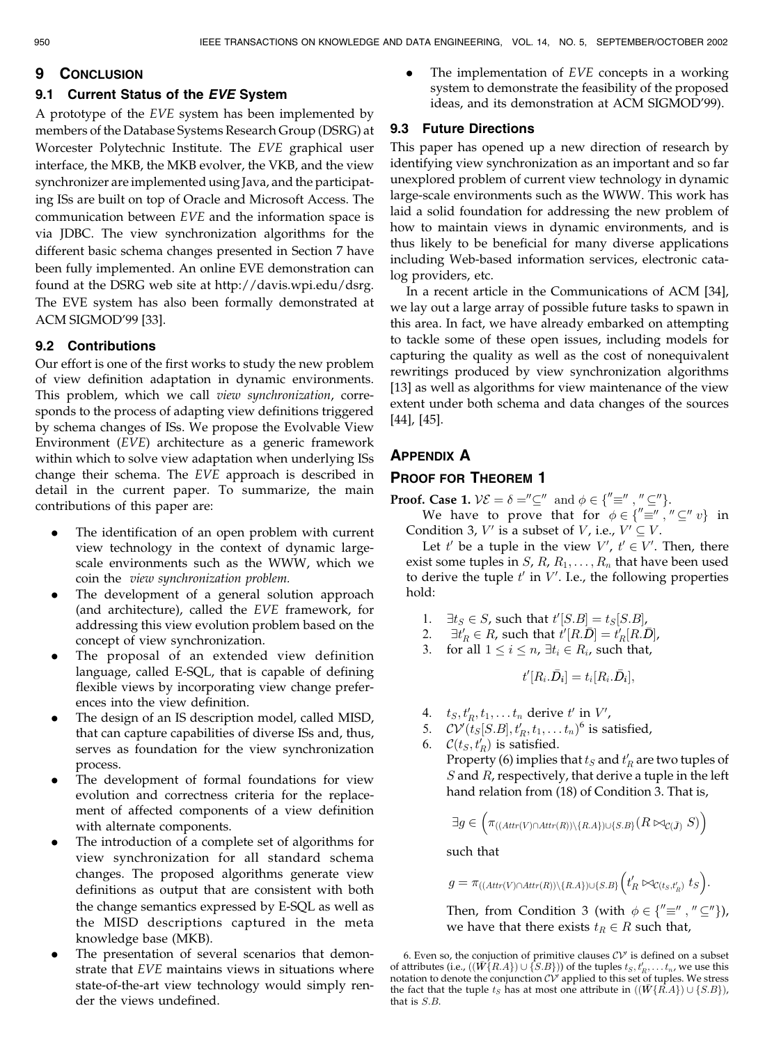## 9 Conclusion

### 9.1 Current Status of the *EVE* System

A prototype of the *EVE* system has been implemented by members of the Database Systems Research Group (DSRG) at Worcester Polytechnic Institute. The *EVE* graphical user interface, the MKB, the MKB evolver, the VKB, and the view synchronizer are implemented using Java, and the participating ISs are built on top of Oracle and Microsoft Access. The communication between *EVE* and the information space is via JDBC. The view synchronization algorithms for the different basic schema changes presented in Section 7 have been fully implemented. An online EVE demonstration can found at the DSRG web site at http://davis.wpi.edu/dsrg. The EVE system has also been formally demonstrated at ACM SIGMOD'99 [33].

### 9.2 Contributions

Our effort is one of the first works to study the new problem of view definition adaptation in dynamic environments. This problem, which we call *view synchronization*, corresponds to the process of adapting view definitions triggered by schema changes of ISs. We propose the Evolvable View Environment (*EVE*) architecture as a generic framework within which to solve view adaptation when underlying ISs change their schema. The *EVE* approach is described in detail in the current paper. To summarize, the main contributions of this paper are:

- The identification of an open problem with current view technology in the context of dynamic large-scale environments such as the WWW, which we coin the *view synchronization problem.*
- The development of a general solution approach (and architecture), called the *EVE* framework, for addressing this view evolution problem based on the concept of view synchronization.
- The proposal of an extended view definition language, called E-SQL, that is capable of defining flexible views by incorporating view change preferences into the view definition.
- The design of an IS description model, called MISD, that can capture capabilities of diverse ISs and, thus, serves as foundation for the view synchronization process.
- The development of formal foundations for view evolution and correctness criteria for the replacement of affected components of a view definition with alternate components.
- The introduction of a complete set of algorithms for view synchronization for all standard schema changes. The proposed algorithms generate view definitions as output that are consistent with both the change semantics expressed by E-SQL as well as the MISD descriptions captured in the meta knowledge base (MKB).
- The presentation of several scenarios that demonstrate that *EVE* maintains views in situations where state-of-the-art view technology would simply render the views undefined.
- The implementation of *EVE* concepts in a working system to demonstrate the feasibility of the proposed ideas, and its demonstration at ACM SIGMOD'99).

### 9.3 Future Directions

This paper has opened up a new direction of research by identifying view synchronization as an important and so far unexplored problem of current view technology in dynamic large-scale environments such as the WWW. This work has laid a solid foundation for addressing the new problem of how to maintain views in dynamic environments, and is thus likely to be beneficial for many diverse applications including Web-based information services, electronic catalog providers, etc.

In a recent article in the Communications of ACM [34], we lay out a large array of possible future tasks to spawn in this area. In fact, we have already embarked on attempting to tackle some of these open issues, including models for capturing the quality as well as the cost of nonequivalent rewritings produced by view synchronization algorithms [13] as well as algorithms for view maintenance of the view extent under both schema and data changes of the sources [44], [45].

## Appendix A

## Proof for Theorem 1

**Proof. Case 1.** $\mathcal{VE} = \delta = ''\subseteq''$ and $\phi \in \{''\equiv'', ''\subseteq''\}$.

We have to prove that for $\phi \in \{''\equiv'', ''\subseteq'' v\}$ in Condition 3, $V'$ is a subset of $V$, i.e., $V' \subseteq V$.

Let $t'$ be a tuple in the view $V'$, $t' \in V'$. Then, there exist some tuples in $S$, $R$, $R_1, \ldots, R_n$ that have been used to derive the tuple $t'$ in $V'$. I.e., the following properties hold:

1. $\exists t_S \in S$, such that $t'[S.B] = t_S[S.B]$,
2. $\exists t'_R \in R$, such that $t'[R.\bar{D}] = t'_R[R.\bar{D}]$,
3. for all $1 \leq i \leq n$, $\exists t_i \in R_i$, such that,
$$t'[R_i.\bar{D}_i] = t_i[R_i.\bar{D}_i],$$
4. $t_S, t'_R, t_1, \ldots t_n$ derive $t'$ in $V'$,
5. $\mathcal{CV}'(t_S[S.B], t'_R, t_1, \ldots t_n)$[6] is satisfied,
6. $\mathcal{C}(t_S, t'_R)$ is satisfied.

Property (6) implies that $t_S$ and $t'_R$ are two tuples of $S$ and $R$, respectively, that derive a tuple in the left hand relation from (18) of Condition 3. That is,

$$\exists g \in \left(\pi_{((Attr(V) \cap Attr(R)) \setminus \{R.A\}) \cup \{S.B\}}(R \bowtie_{\mathcal{C}(\bar{J})} S)\right)$$

such that

$$g = \pi_{((Attr(V) \cap Attr(R)) \setminus \{R.A\}) \cup \{S.B\}}\left(t'_R \bowtie_{\mathcal{C}(t_S, t'_R)} t_S\right).$$

Then, from Condition 3 (with $\phi \in \{''\equiv'', ''\subseteq''\}$), we have that there exists $t_R \in R$ such that,

6. Even so, the conjuction of primitive clauses $\mathcal{CV}'$ is defined on a subset of attributes (i.e., $((\bar{W}\{R.A\}) \cup \{S.B\})$) of the tuples $t_S, t'_R, \ldots t_n$, we use this notation to denote the conjunction $\mathcal{CV}'$ applied to this set of tuples. We stress the fact that the tuple $t_S$ has at most one attribute in $((\bar{W}\{R.A\}) \cup \{S.B\})$, that is $S.B$.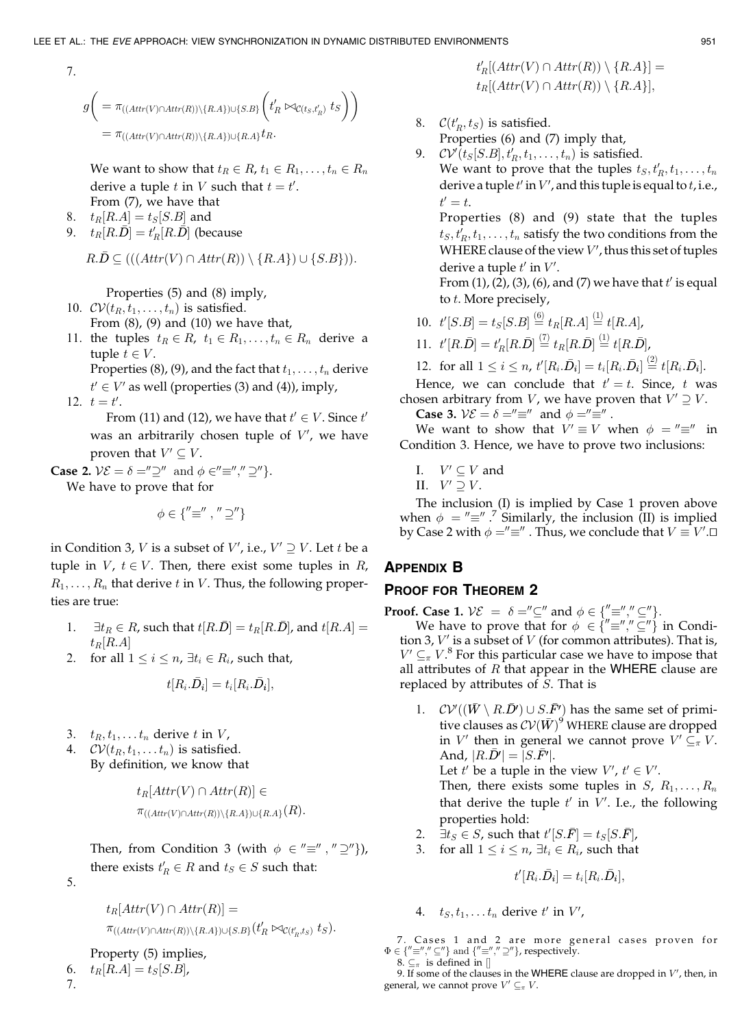7.

$$g\left( = \pi_{((Attr(V)\cap Attr(R))\setminus\{R.A\})\cup\{S.B\}}\left(t'_R \bowtie_{\mathcal{C}(t_S,t'_R)} t_S\right)\right) = \pi_{((Attr(V)\cap Attr(R))\setminus\{R.A\})\cup\{R.A\}} t_R.$$

We want to show that $t_R \in R, t_1 \in R_1, \ldots, t_n \in R_n$ derive a tuple $t$ in $V$ such that $t = t'$.

From (7), we have that

8. $t_R[R.A] = t_S[S.B]$ and
9. $t_R[R.\bar{D}] = t'_R[R.\bar{D}]$ (because

   $$R.\bar{D} \subseteq (((Attr(V)\cap Attr(R))\setminus\{R.A\})\cup\{S.B\})).$$

   Properties (5) and (8) imply,
10. $\mathcal{CV}(t_R, t_1, \ldots, t_n)$ is satisfied.

    From (8), (9) and (10) we have that,
11. the tuples $t_R \in R$, $t_1 \in R_1, \ldots, t_n \in R_n$ derive a tuple $t \in V$.

    Properties (8), (9), and the fact that $t_1, \ldots, t_n$ derive $t' \in V'$ as well (properties (3) and (4)), imply,
12. $t = t'$.

    From (11) and (12), we have that $t' \in V$. Since $t'$ was an arbitrarily chosen tuple of $V'$, we have proven that $V' \subseteq V$.

**Case 2.** $\mathcal{VE} = \delta = ''\supseteq''$ and $\phi \in \{''\equiv'', ''\supseteq''\}$.

We have to prove that for

$$\phi \in \{''\equiv'', ''\supseteq''\}$$

in Condition 3, $V$ is a subset of $V'$, i.e., $V' \supseteq V$. Let $t$ be a tuple in $V$, $t \in V$. Then, there exist some tuples in $R$, $R_1, \ldots, R_n$ that derive $t$ in $V$. Thus, the following properties are true:

1. $\exists t_R \in R$, such that $t[R.\bar{D}] = t_R[R.\bar{D}]$, and $t[R.A] = t_R[R.A]$
2. for all $1 \leq i \leq n$, $\exists t_i \in R_i$, such that,

   $$t[R_i.\bar{D}_i] = t_i[R_i.\bar{D}_i],$$

3. $t_R, t_1, \ldots t_n$ derive $t$ in $V$,
4. $\mathcal{CV}(t_R, t_1, \ldots t_n)$ is satisfied.

   By definition, we know that

   $$t_R[Attr(V)\cap Attr(R)] \in \pi_{((Attr(V)\cap Attr(R))\setminus\{R.A\})\cup\{R.A\}}(R).$$

   Then, from Condition 3 (with $\phi \in ''\equiv'', ''\supseteq''\}$), there exists $t'_R \in R$ and $t_S \in S$ such that:

5. 

   $$t_R[Attr(V)\cap Attr(R)] = \pi_{((Attr(V)\cap Attr(R))\setminus\{R.A\})\cup\{S.B\}}(t'_R \bowtie_{\mathcal{C}(t'_R,t_S)} t_S).$$

   Property (5) implies,
6. $t_R[R.A] = t_S[S.B]$,
7. 

   $$t'_R[(Attr(V)\cap Attr(R))\setminus\{R.A\}] = t_R[(Attr(V)\cap Attr(R))\setminus\{R.A\}],$$

8. $\mathcal{C}(t'_R, t_S)$ is satisfied.

   Properties (6) and (7) imply that,
9. $\mathcal{CV}'(t_S[S.B], t'_R, t_1, \ldots, t_n)$ is satisfied.

   We want to prove that the tuples $t_S, t'_R, t_1, \ldots, t_n$ derive a tuple $t'$ in $V'$, and this tuple is equal to $t$, i.e., $t' = t$.

   Properties (8) and (9) state that the tuples $t_S, t'_R, t_1, \ldots, t_n$ satisfy the two conditions from the WHERE clause of the view $V'$, thus this set of tuples derive a tuple $t'$ in $V'$.

   From (1), (2), (3), (6), and (7) we have that $t'$ is equal to $t$. More precisely,
10. $t'[S.B] = t_S[S.B] \stackrel{(6)}{=} t_R[R.A] \stackrel{(1)}{=} t[R.A]$,
11. $t'[R.\bar{D}] = t'_R[R.\bar{D}] \stackrel{(7)}{=} t_R[R.\bar{D}] \stackrel{(1)}{=} t[R.\bar{D}]$,
12. for all $1 \leq i \leq n$, $t'[R_i.\bar{D}_i] = t_i[R_i.\bar{D}_i] \stackrel{(2)}{=} t[R_i.\bar{D}_i]$.

Hence, we can conclude that $t' = t$. Since, $t$ was chosen arbitrary from $V$, we have proven that $V' \supseteq V$.

**Case 3.** $\mathcal{VE} = \delta = ''\equiv''$ and $\phi = ''\equiv''$.

We want to show that $V' \equiv V$ when $\phi = ''\equiv''$ in Condition 3. Hence, we have to prove two inclusions:

I. $V' \subseteq V$ and

II. $V' \supseteq V$.

The inclusion (I) is implied by Case 1 proven above when $\phi = ''\equiv''$.[7] Similarly, the inclusion (II) is implied by Case 2 with $\phi = ''\equiv''$. Thus, we conclude that $V \equiv V'$.□

## Appendix B

## Proof for Theorem 2

**Proof. Case 1.** $\mathcal{VE} = \delta = ''\subseteq''$ and $\phi \in \{''\equiv'', ''\subseteq''\}$.

We have to prove that for $\phi \in \{''\equiv'', ''\subseteq''\}$ in Condition 3, $V'$ is a subset of $V$ (for common attributes). That is, $V' \subseteq_\pi V$.[8] For this particular case we have to impose that all attributes of $R$ that appear in the WHERE clause are replaced by attributes of $S$. That is

1. $\mathcal{CV}'((\bar{W} \setminus R.\bar{D}') \cup S.\bar{F}')$ has the same set of primitive clauses as $\mathcal{CV}(\bar{W})$[9] WHERE clause are dropped in $V'$ then in general we cannot prove $V' \subseteq_\pi V$. And, $|R.\bar{D}'| = |S.\bar{F}'|$.

   Let $t'$ be a tuple in the view $V'$, $t' \in V'$.

   Then, there exists some tuples in $S$, $R_1, \ldots, R_n$ that derive the tuple $t'$ in $V'$. I.e., the following properties hold:
2. $\exists t_S \in S$, such that $t'[S.\bar{F}] = t_S[S.\bar{F}]$,
3. for all $1 \leq i \leq n$, $\exists t_i \in R_i$, such that

   $$t'[R_i.\bar{D}_i] = t_i[R_i.\bar{D}_i],$$

4. $t_S, t_1, \ldots t_n$ derive $t'$ in $V'$,

7. Cases 1 and 2 are more general cases proven for $\Phi \in \{''\equiv'', ''\subseteq''\}$ and $\{''\equiv'', ''\supseteq''\}$, respectively.

8. $\subseteq_\pi$ is defined in []

9. If some of the clauses in the WHERE clause are dropped in $V'$, then, in general, we cannot prove $V' \subseteq_\pi V$.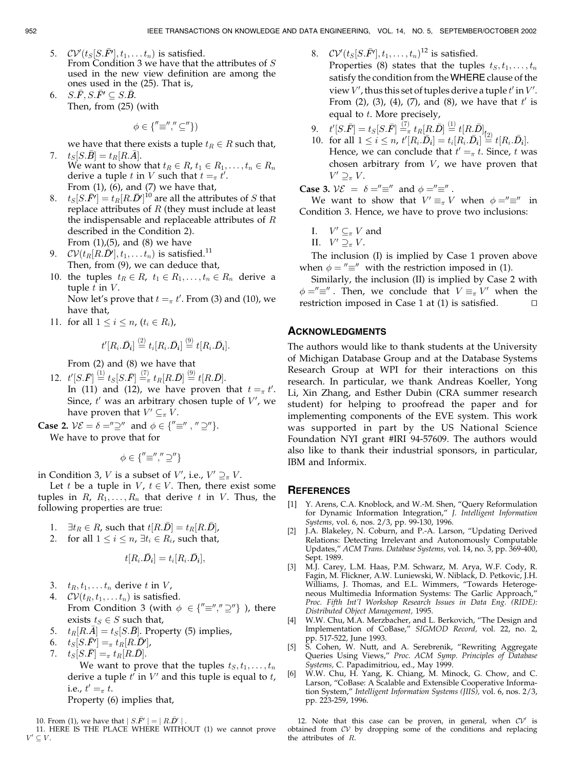5. $\mathcal{CV}'(t_S[S.\bar{F}'], t_1, \dots t_n)$ is satisfied.
   From Condition 3 we have that the attributes of $S$ used in the new view definition are among the ones used in the (25). That is,
6. $S.\bar{F}, S.\bar{F}' \subseteq S.\bar{B}$.
   Then, from (25) (with

$$\phi \in \{"\equiv", "\subseteq"\})$$

   we have that there exists a tuple $t_R \in R$ such that,
7. $t_S[S.\bar{B}] = t_R[R.\bar{A}]$.
   We want to show that $t_R \in R, t_1 \in R_1, \dots, t_n \in R_n$ derive a tuple $t$ in $V$ such that $t =_\pi t'$.
   From (1), (6), and (7) we have that,
8. $t_S[S.\bar{F}'] = t_R[R.\bar{D}']$[10] are all the attributes of $S$ that replace attributes of $R$ (they must include at least the indispensable and replaceable attributes of $R$ described in the Condition 2).
   From (1),(5), and (8) we have
9. $\mathcal{CV}(t_R[R.\bar{D}'], t_1, \dots t_n)$ is satisfied.[11]
   Then, from (9), we can deduce that,
10. the tuples $t_R \in R$, $t_1 \in R_1, \dots, t_n \in R_n$ derive a tuple $t$ in $V$.
    Now let's prove that $t =_\pi t'$. From (3) and (10), we have that,
11. for all $1 \leq i \leq n$, $(t_i \in R_i)$,

$$t'[R_i.\bar{D}_i] \overset{(2)}{=} t_i[R_i.\bar{D}_i] \overset{(9)}{=} t[R_i.\bar{D}_i].$$

    From (2) and (8) we have that
12. $t'[S.\bar{F}] \overset{(1)}{=} t_S[S.\bar{F}] \overset{(7)}{=}_\pi t_R[R.\bar{D}] \overset{(9)}{=} t[R.\bar{D}]$.
    In (11) and (12), we have proven that $t =_\pi t'$. Since, $t'$ was an arbitrary chosen tuple of $V'$, we have proven that $V' \subseteq_\pi V$.

**Case 2.** $\mathcal{VE} = \delta = "\supseteq"$ and $\phi \in \{"\equiv", "\supseteq"\}$.

We have to prove that for

$$\phi \in \{"\equiv", "\supseteq"\}$$

in Condition 3, $V$ is a subset of $V'$, i.e., $V' \supseteq_\pi V$.

Let $t$ be a tuple in $V$, $t \in V$. Then, there exist some tuples in $R$, $R_1, \dots, R_n$ that derive $t$ in $V$. Thus, the following properties are true:

1. $\exists t_R \in R$, such that $t[R.\bar{D}] = t_R[R.\bar{D}]$,
2. for all $1 \leq i \leq n$, $\exists t_i \in R_i$, such that,

$$t[R_i.\bar{D}_i] = t_i[R_i.\bar{D}_i],$$

3. $t_R, t_1, \dots t_n$ derive $t$ in $V$,
4. $\mathcal{CV}(t_R, t_1, \dots t_n)$ is satisfied.
   From Condition 3 (with $\phi \in \{"\equiv", "\supseteq"\}$ ), there exists $t_S \in S$ such that,
5. $t_R[R.\bar{A}] = t_S[S.\bar{B}]$. Property (5) implies,
6. $t_S[S.\bar{F}'] =_\pi t_R[R.\bar{D}']$,
7. $t_S[S.\bar{F}] =_\pi t_R[R.\bar{D}]$.
   We want to prove that the tuples $t_S, t_1, \dots, t_n$ derive a tuple $t'$ in $V'$ and this tuple is equal to $t$, i.e., $t' =_\pi t$.
   Property (6) implies that,
8. $\mathcal{CV}'(t_S[S.\bar{F}'], t_1, \dots, t_n)$[12] is satisfied.
   Properties (8) states that the tuples $t_S, t_1, \dots, t_n$ satisfy the condition from the WHERE clause of the view $V'$, thus this set of tuples derive a tuple $t'$ in $V'$. From (2), (3), (4), (7), and (8), we have that $t'$ is equal to $t$. More precisely,
9. $t'[S.\bar{F}] = t_S[S.\bar{F}] \overset{(7)}{=}_\pi t_R[R.\bar{D}] \overset{(1)}{=} t[R.\bar{D}]$,
10. for all $1 \leq i \leq n$, $t'[R_i.\bar{D}_i] = t_i[R_i.\bar{D}_i] \overset{(2)}{=} t[R_i.\bar{D}_i]$.
    Hence, we can conclude that $t' =_\pi t$. Since, $t$ was chosen arbitrary from $V$, we have proven that $V' \supseteq_\pi V$.

**Case 3.** $\mathcal{VE} = \delta = "\equiv"$ and $\phi = "\equiv"$.

We want to show that $V' \equiv_\pi V$ when $\phi = "\equiv"$ in Condition 3. Hence, we have to prove two inclusions:

I. $V' \subseteq_\pi V$ and
II. $V' \supseteq_\pi V$.

The inclusion (I) is implied by Case 1 proven above when $\phi = "\equiv"$ with the restriction imposed in (1).

Similarly, the inclusion (II) is implied by Case 2 with $\phi = "\equiv"$. Then, we conclude that $V \equiv_\pi V'$ when the restriction imposed in Case 1 at (1) is satisfied. □

## Acknowledgments

The authors would like to thank students at the University of Michigan Database Group and at the Database Systems Research Group at WPI for their interactions on this research. In particular, we thank Andreas Koeller, Yong Li, Xin Zhang, and Esther Dubin (CRA summer research student) for helping to proofread the paper and for implementing components of the EVE system. This work was supported in part by the US National Science Foundation NYI grant #IRI 94-57609. The authors would also like to thank their industrial sponsors, in particular, IBM and Informix.

## References

[1] Y. Arens, C.A. Knoblock, and W.-M. Shen, "Query Reformulation for Dynamic Information Integration," *J. Intelligent Information Systems,* vol. 6, nos. 2/3, pp. 99-130, 1996.

[2] J.A. Blakeley, N. Coburn, and P.-A. Larson, "Updating Derived Relations: Detecting Irrelevant and Autonomously Computable Updates," *ACM Trans. Database Systems,* vol. 14, no. 3, pp. 369-400, Sept. 1989.

[3] M.J. Carey, L.M. Haas, P.M. Schwarz, M. Arya, W.F. Cody, R. Fagin, M. Flickner, A.W. Luniewski, W. Niblack, D. Petkovic, J.H. Williams, J. Thomas, and E.L. Wimmers, "Towards Heterogeneous Multimedia Information Systems: The Garlic Approach," *Proc. Fifth Int'l Workshop Research Issues in Data Eng. (RIDE): Distributed Object Management,* 1995.

[4] W.W. Chu, M.A. Merzbacher, and L. Berkovich, "The Design and Implementation of CoBase," *SIGMOD Record,* vol. 22, no. 2, pp. 517-522, June 1993.

[5] S. Cohen, W. Nutt, and A. Serebrenik, "Rewriting Aggregate Queries Using Views," *Proc. ACM Symp. Principles of Database Systems,* C. Papadimitriou, ed., May 1999.

[6] W.W. Chu, H. Yang, K. Chiang, M. Minock, G. Chow, and C. Larson, "CoBase: A Scalable and Extensible Cooperative Information System," *Intelligent Information Systems (JIIS),* vol. 6, nos. 2/3, pp. 223-259, 1996.

10. From (1), we have that $|S.\bar{F}'| = |R.\bar{D}'|$.

11. HERE IS THE PLACE WHERE WITHOUT (1) we cannot prove $V' \subseteq V$.

12. Note that this case can be proven, in general, when $\mathcal{CV}'$ is obtained from $\mathcal{CV}$ by dropping some of the conditions and replacing the attributes of $R$.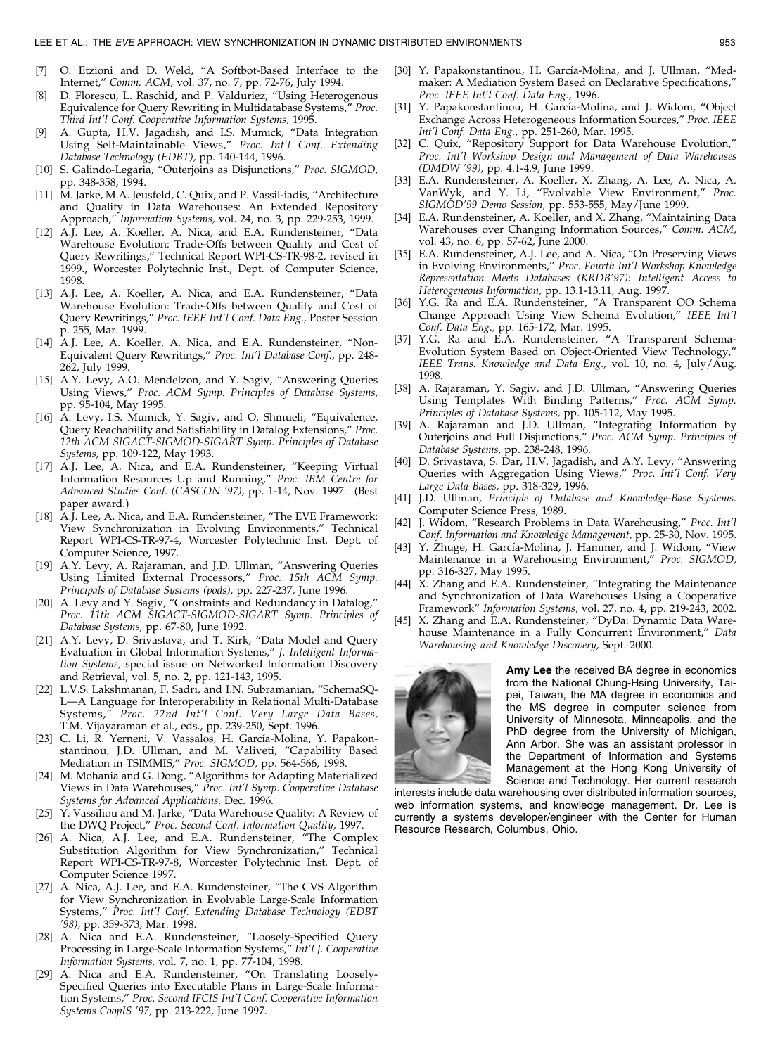[7] O. Etzioni and D. Weld, "A Softbot-Based Interface to the Internet," *Comm. ACM,* vol. 37, no. 7, pp. 72-76, July 1994.

[8] D. Florescu, L. Raschid, and P. Valduriez, "Using Heterogeneous Equivalence for Query Rewriting in Multidatabase Systems," *Proc. Third Int'l Conf. Cooperative Information Systems,* 1995.

[9] A. Gupta, H.V. Jagadish, and I.S. Mumick, "Data Integration Using Self-Maintainable Views," *Proc. Int'l Conf. Extending Database Technology (EDBT),* pp. 140-144, 1996.

[10] S. Galindo-Legaria, "Outerjoins as Disjunctions," *Proc. SIGMOD,* pp. 348-358, 1994.

[11] M. Jarke, M.A. Jeusfeld, C. Quix, and P. Vassil-iadis, "Architecture and Quality in Data Warehouses: An Extended Repository Approach," *Information Systems,* vol. 24, no. 3, pp. 229-253, 1999.

[12] A.J. Lee, A. Koeller, A. Nica, and E.A. Rundensteiner, "Data Warehouse Evolution: Trade-Offs between Quality and Cost of Query Rewritings," Technical Report WPI-CS-TR-98-2, revised in 1999., Worcester Polytechnic Inst., Dept. of Computer Science, 1998.

[13] A.J. Lee, A. Koeller, A. Nica, and E.A. Rundensteiner, "Data Warehouse Evolution: Trade-Offs between Quality and Cost of Query Rewritings," *Proc. IEEE Int'l Conf. Data Eng.,* Poster Session p. 255, Mar. 1999.

[14] A.J. Lee, A. Koeller, A. Nica, and E.A. Rundensteiner, "Non-Equivalent Query Rewritings," *Proc. Int'l Database Conf.,* pp. 248-262, July 1999.

[15] A.Y. Levy, A.O. Mendelzon, and Y. Sagiv, "Answering Queries Using Views," *Proc. ACM Symp. Principles of Database Systems,* pp. 95-104, May 1995.

[16] A. Levy, I.S. Mumick, Y. Sagiv, and O. Shmueli, "Equivalence, Query Reachability and Satisfiability in Datalog Extensions," *Proc. 12th ACM SIGACT-SIGMOD-SIGART Symp. Principles of Database Systems,* pp. 109-122, May 1993.

[17] A.J. Lee, A. Nica, and E.A. Rundensteiner, "Keeping Virtual Information Resources Up and Running," *Proc. IBM Centre for Advanced Studies Conf. (CASCON '97),* pp. 1-14, Nov. 1997. (Best paper award.)

[18] A.J. Lee, A. Nica, and E.A. Rundensteiner, "The EVE Framework: View Synchronization in Evolving Environments," Technical Report WPI-CS-TR-97-4, Worcester Polytechnic Inst. Dept. of Computer Science, 1997.

[19] A.Y. Levy, A. Rajaraman, and J.D. Ullman, "Answering Queries Using Limited External Processors," *Proc. 15th ACM Symp. Principals of Database Systems (pods),* pp. 227-237, June 1996.

[20] A. Levy and Y. Sagiv, "Constraints and Redundancy in Datalog," *Proc. 11th ACM SIGACT-SIGMOD-SIGART Symp. Principles of Database Systems,* pp. 67-80, June 1992.

[21] A.Y. Levy, D. Srivastava, and T. Kirk, "Data Model and Query Evaluation in Global Information Systems," *J. Intelligent Information Systems,* special issue on Networked Information Discovery and Retrieval, vol. 5, no. 2, pp. 121-143, 1995.

[22] L.V.S. Lakshmanan, F. Sadri, and I.N. Subramanian, "SchemaSQL—A Language for Interoperability in Relational Multi-Database Systems," *Proc. 22nd Int'l Conf. Very Large Data Bases,* T.M. Vijayaraman et al., eds., pp. 239-250, Sept. 1996.

[23] C. Li, R. Yerneni, V. Vassalos, H. García-Molina, Y. Papakonstantinou, J.D. Ullman, and M. Valiveti, "Capability Based Mediation in TSIMMIS," *Proc. SIGMOD,* pp. 564-566, 1998.

[24] M. Mohania and G. Dong, "Algorithms for Adapting Materialized Views in Data Warehouses," *Proc. Int'l Symp. Cooperative Database Systems for Advanced Applications,* Dec. 1996.

[25] Y. Vassiliou and M. Jarke, "Data Warehouse Quality: A Review of the DWQ Project," *Proc. Second Conf. Information Quality,* 1997.

[26] A. Nica, A.J. Lee, and E.A. Rundensteiner, "The Complex Substitution Algorithm for View Synchronization," Technical Report WPI-CS-TR-97-8, Worcester Polytechnic Inst. Dept. of Computer Science 1997.

[27] A. Nica, A.J. Lee, and E.A. Rundensteiner, "The CVS Algorithm for View Synchronization in Evolvable Large-Scale Information Systems," *Proc. Int'l Conf. Extending Database Technology (EDBT '98),* pp. 359-373, Mar. 1998.

[28] A. Nica and E.A. Rundensteiner, "Loosely-Specified Query Processing in Large-Scale Information Systems," *Int'l J. Cooperative Information Systems,* vol. 7, no. 1, pp. 77-104, 1998.

[29] A. Nica and E.A. Rundensteiner, "On Translating Loosely-Specified Queries into Executable Plans in Large-Scale Information Systems," *Proc. Second IFCIS Int'l Conf. Cooperative Information Systems CoopIS '97,* pp. 213-222, June 1997.

[30] Y. Papakonstantinou, H. García-Molina, and J. Ullman, "Medmaker: A Mediation System Based on Declarative Specifications," *Proc. IEEE Int'l Conf. Data Eng.,* 1996.

[31] Y. Papakonstantinou, H. García-Molina, and J. Widom, "Object Exchange Across Heterogeneous Information Sources," *Proc. IEEE Int'l Conf. Data Eng.,* pp. 251-260, Mar. 1995.

[32] C. Quix, "Repository Support for Data Warehouse Evolution," *Proc. Int'l Workshop Design and Management of Data Warehouses (DMDW '99),* pp. 4.1-4.9, June 1999.

[33] E.A. Rundensteiner, A. Koeller, X. Zhang, A. Lee, A. Nica, A. VanWyk, and Y. Li, "Evolvable View Environment," *Proc. SIGMOD'99 Demo Session,* pp. 553-555, May/June 1999.

[34] E.A. Rundensteiner, A. Koeller, and X. Zhang, "Maintaining Data Warehouses over Changing Information Sources," *Comm. ACM,* vol. 43, no. 6, pp. 57-62, June 2000.

[35] E.A. Rundensteiner, A.J. Lee, and A. Nica, "On Preserving Views in Evolving Environments," *Proc. Fourth Int'l Workshop Knowledge Representation Meets Databases (KRDB'97): Intelligent Access to Heterogeneous Information,* pp. 13.1-13.11, Aug. 1997.

[36] Y.G. Ra and E.A. Rundensteiner, "A Transparent OO Schema Change Approach Using View Schema Evolution," *IEEE Int'l Conf. Data Eng.,* pp. 165-172, Mar. 1995.

[37] Y.G. Ra and E.A. Rundensteiner, "A Transparent Schema-Evolution System Based on Object-Oriented View Technology," *IEEE Trans. Knowledge and Data Eng.,* vol. 10, no. 4, July/Aug. 1998.

[38] A. Rajaraman, Y. Sagiv, and J.D. Ullman, "Answering Queries Using Templates With Binding Patterns," *Proc. ACM Symp. Principles of Database Systems,* pp. 105-112, May 1995.

[39] A. Rajaraman and J.D. Ullman, "Integrating Information by Outerjoins and Full Disjunctions," *Proc. ACM Symp. Principles of Database Systems,* pp. 238-248, 1996.

[40] D. Srivastava, S. Dar, H.V. Jagadish, and A.Y. Levy, "Answering Queries with Aggregation Using Views," *Proc. Int'l Conf. Very Large Data Bases,* pp. 318-329, 1996.

[41] J.D. Ullman, *Principle of Database and Knowledge-Base Systems.* Computer Science Press, 1989.

[42] J. Widom, "Research Problems in Data Warehousing," *Proc. Int'l Conf. Information and Knowledge Management,* pp. 25-30, Nov. 1995.

[43] Y. Zhuge, H. García-Molina, J. Hammer, and J. Widom, "View Maintenance in a Warehousing Environment," *Proc. SIGMOD,* pp. 316-327, May 1995.

[44] X. Zhang and E.A. Rundensteiner, "Integrating the Maintenance and Synchronization of Data Warehouses Using a Cooperative Framework" *Information Systems,* vol. 27, no. 4, pp. 219-243, 2002.

[45] X. Zhang and E.A. Rundensteiner, "DyDa: Dynamic Data Warehouse Maintenance in a Fully Concurrent Environment," *Data Warehousing and Knowledge Discovery,* Sept. 2000.

**Amy Lee** the received BA degree in economics from the National Chung-Hsing University, Taipei, Taiwan, the MA degree in economics and the MS degree in computer science from University of Minnesota, Minneapolis, and the PhD degree from the University of Michigan, Ann Arbor. She was an assistant professor in the Department of Information and Systems Management at the Hong Kong University of Science and Technology. Her current research interests include data warehousing over distributed information sources, web information systems, and knowledge management. Dr. Lee is currently a systems developer/engineer with the Center for Human Resource Research, Columbus, Ohio.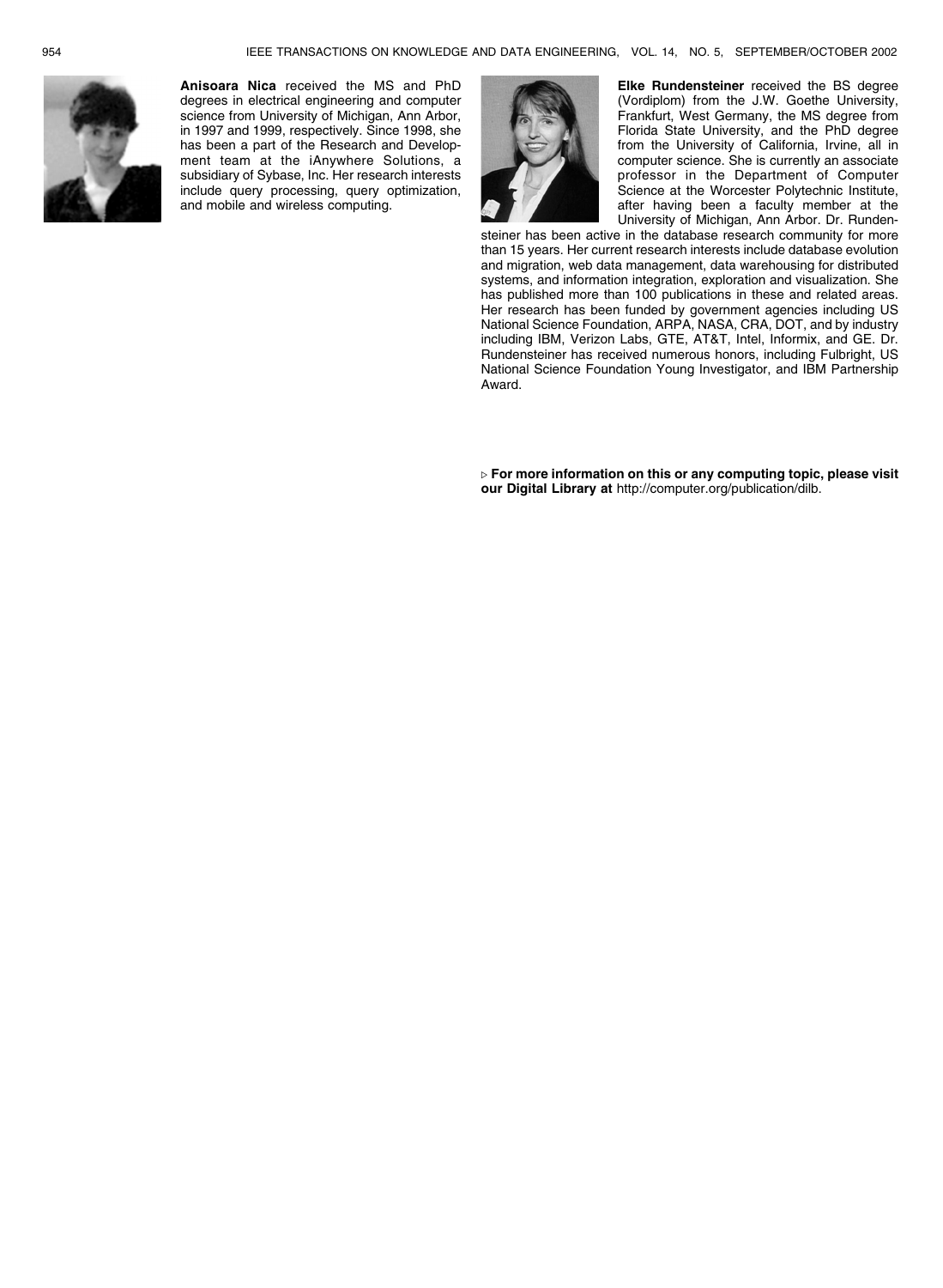**Anisoara Nica** received the MS and PhD degrees in electrical engineering and computer science from University of Michigan, Ann Arbor, in 1997 and 1999, respectively. Since 1998, she has been a part of the Research and Development team at the iAnywhere Solutions, a subsidiary of Sybase, Inc. Her research interests include query processing, query optimization, and mobile and wireless computing.

**Elke Rundensteiner** received the BS degree (Vordiplom) from the J.W. Goethe University, Frankfurt, West Germany, the MS degree from Florida State University, and the PhD degree from the University of California, Irvine, all in computer science. She is currently an associate professor in the Department of Computer Science at the Worcester Polytechnic Institute, after having been a faculty member at the University of Michigan, Ann Arbor. Dr. Rundensteiner has been active in the database research community for more than 15 years. Her current research interests include database evolution and migration, web data management, data warehousing for distributed systems, and information integration, exploration and visualization. She has published more than 100 publications in these and related areas. Her research has been funded by government agencies including US National Science Foundation, ARPA, NASA, CRA, DOT, and by industry including IBM, Verizon Labs, GTE, AT&T, Intel, Informix, and GE. Dr. Rundensteiner has received numerous honors, including Fulbright, US National Science Foundation Young Investigator, and IBM Partnership Award.

▷ **For more information on this or any computing topic, please visit our Digital Library at** http://computer.org/publication/dilb.